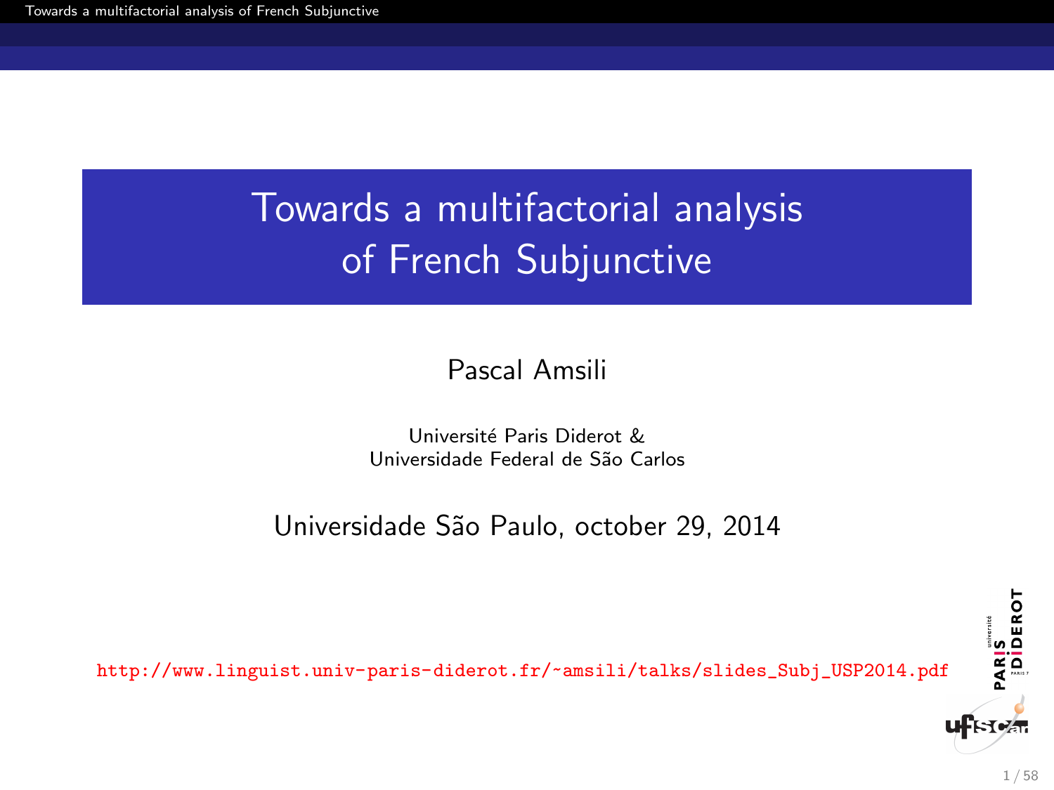# Towards a multifactorial analysis of French Subjunctive

Pascal Amsili

Université Paris Diderot &
Universidade Federal de São Carlos

Universidade São Paulo, october 29, 2014

http://www.linguist.univ-paris-diderot.fr/~amsili/talks/slides_Subj_USP2014.pdf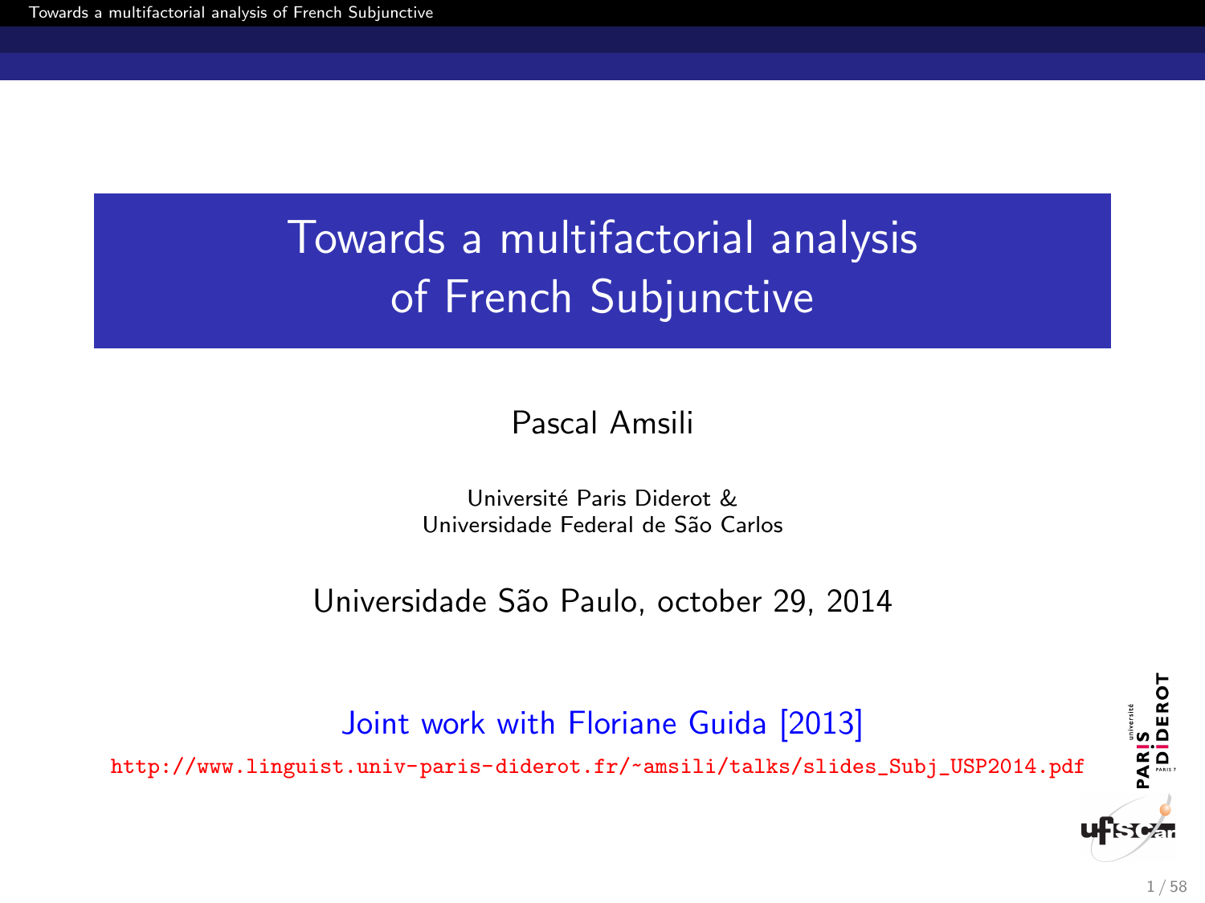# Towards a multifactorial analysis of French Subjunctive

Pascal Amsili

Université Paris Diderot &
Universidade Federal de São Carlos

Universidade São Paulo, october 29, 2014

Joint work with Floriane Guida [2013]

http://www.linguist.univ-paris-diderot.fr/~amsili/talks/slides_Subj_USP2014.pdf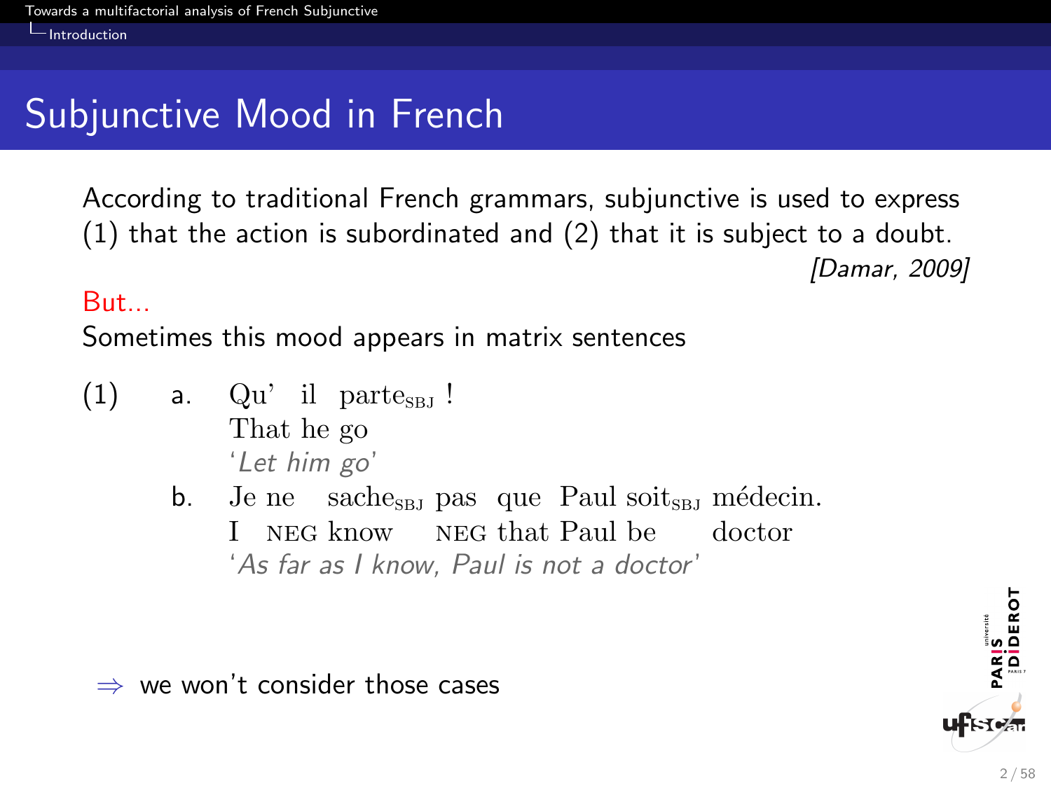## Subjunctive Mood in French

According to traditional French grammars, subjunctive is used to express (1) that the action is subordinated and (2) that it is subject to a doubt.

*[Damar, 2009]*

But...

Sometimes this mood appears in matrix sentences

(1)

a. Qu' il parte$_{\text{SBJ}}$ !
That he go
'*Let him go*'

b. Je ne sache$_{\text{SBJ}}$ pas que Paul soit$_{\text{SBJ}}$ médecin.
I NEG know NEG that Paul be doctor
'*As far as I know, Paul is not a doctor*'

⇒ we won't consider those cases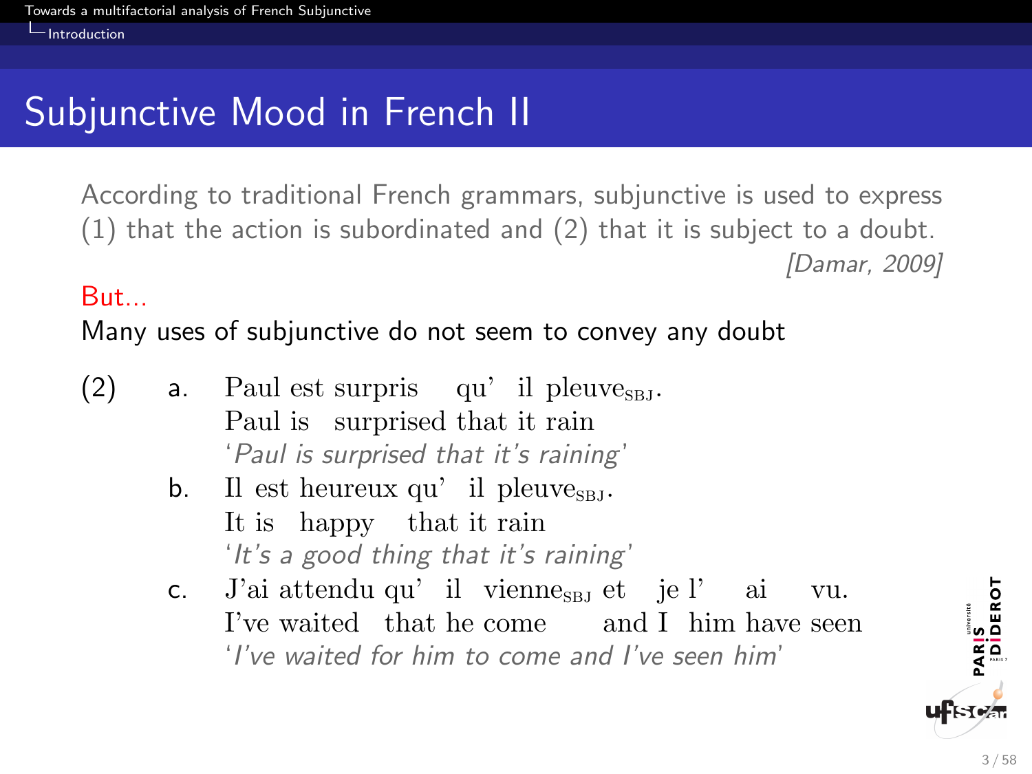# Subjunctive Mood in French II

According to traditional French grammars, subjunctive is used to express (1) that the action is subordinated and (2) that it is subject to a doubt.

*[Damar, 2009]*

But...

Many uses of subjunctive do not seem to convey any doubt

(2)

a. Paul est surpris qu' il pleuve$_{\text{SBJ}}$.
   Paul is surprised that it rain
   '*Paul is surprised that it's raining*'

b. Il est heureux qu' il pleuve$_{\text{SBJ}}$.
   It is happy that it rain
   '*It's a good thing that it's raining*'

c. J'ai attendu qu' il vienne$_{\text{SBJ}}$ et je l' ai vu.
   I've waited that he come and I him have seen
   '*I've waited for him to come and I've seen him*'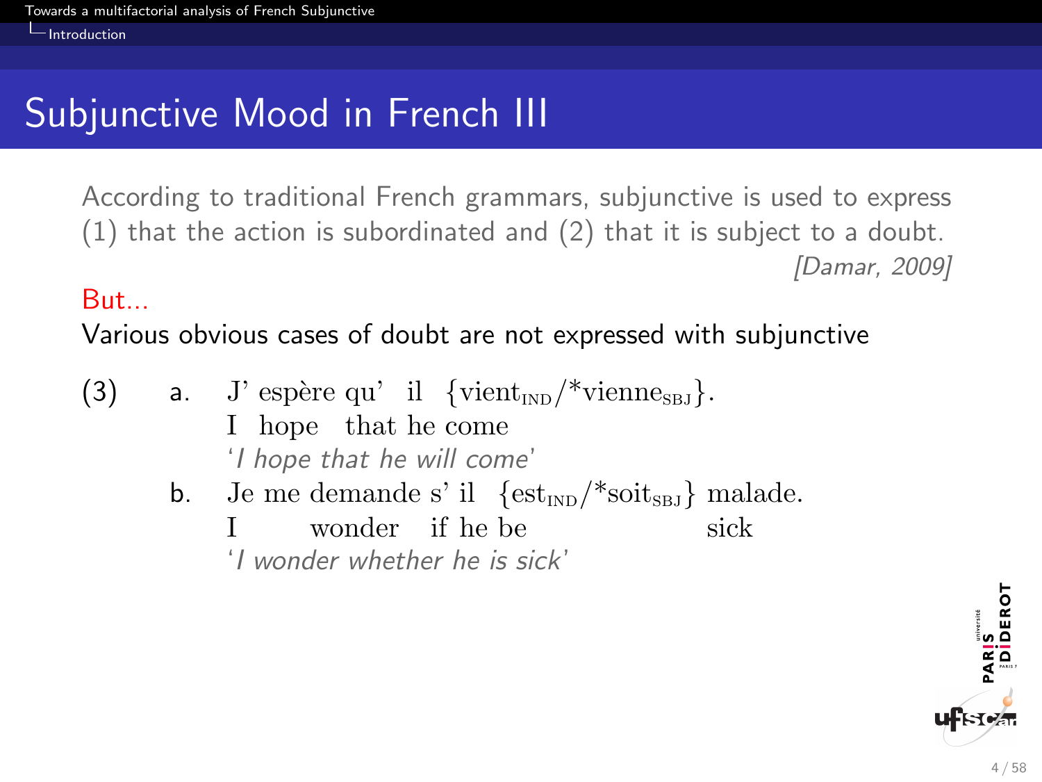# Subjunctive Mood in French III

According to traditional French grammars, subjunctive is used to express (1) that the action is subordinated and (2) that it is subject to a doubt.

*[Damar, 2009]*

But...

Various obvious cases of doubt are not expressed with subjunctive

(3)
a. J' espère qu' il {vient$_{\text{IND}}$/*vienne$_{\text{SBJ}}$}.
   I hope that he come
   '*I hope that he will come*'

b. Je me demande s' il {est$_{\text{IND}}$/*soit$_{\text{SBJ}}$} malade.
   I wonder if he be sick
   '*I wonder whether he is sick*'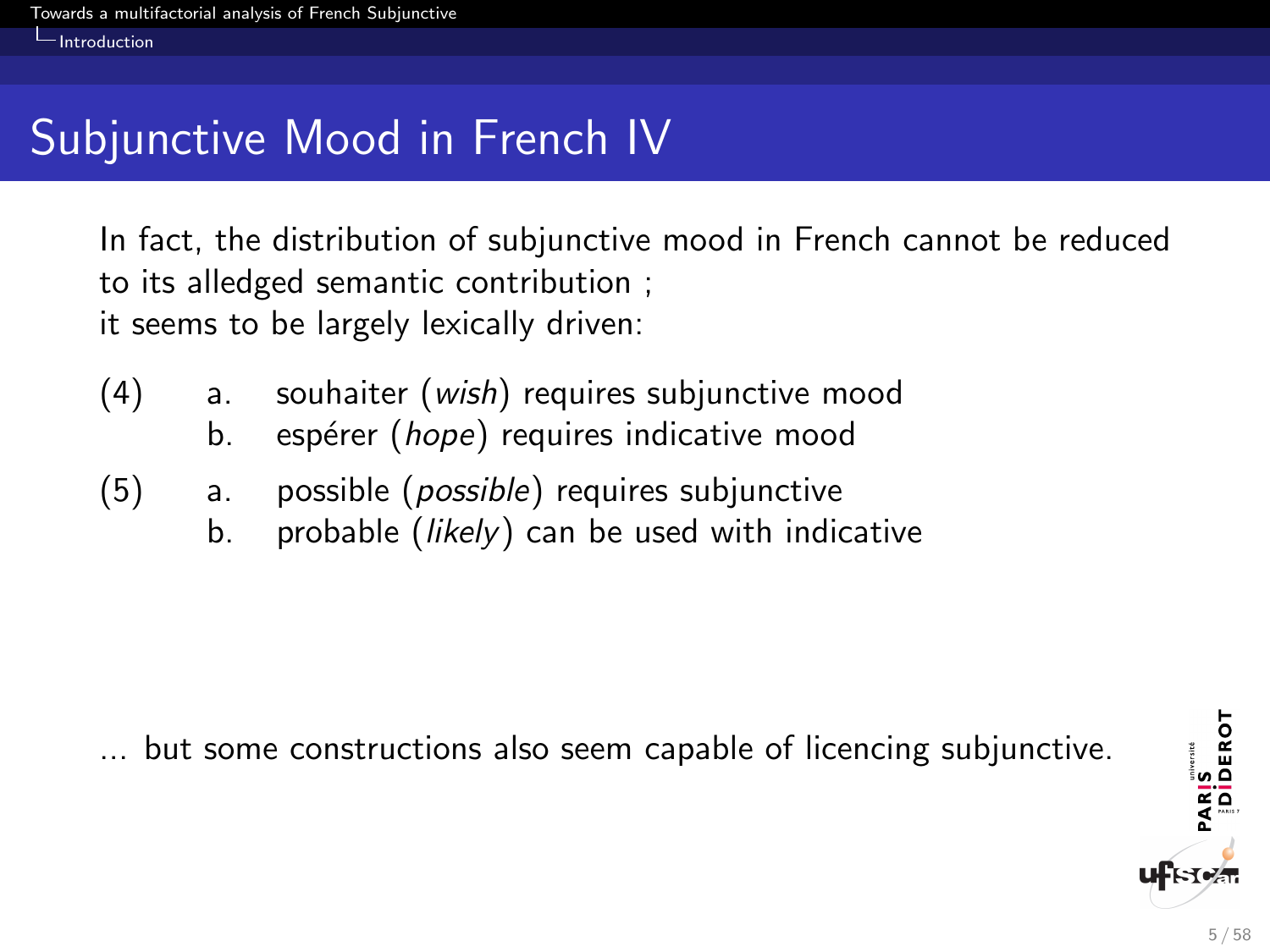# Subjunctive Mood in French IV

In fact, the distribution of subjunctive mood in French cannot be reduced to its alledged semantic contribution ;
it seems to be largely lexically driven:

(4) a. souhaiter (*wish*) requires subjunctive mood
    b. espérer (*hope*) requires indicative mood

(5) a. possible (*possible*) requires subjunctive
    b. probable (*likely*) can be used with indicative

... but some constructions also seem capable of licencing subjunctive.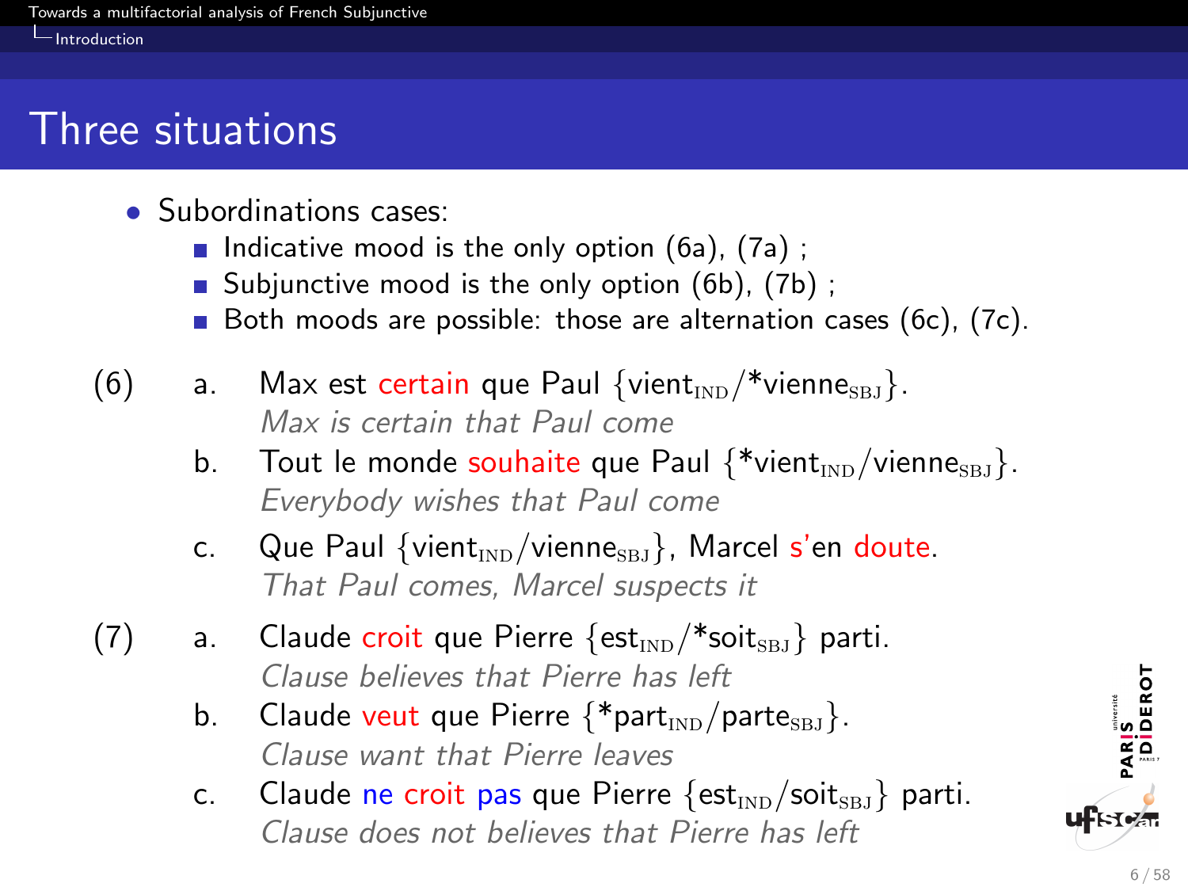# Three situations

- Subordinations cases:
  - Indicative mood is the only option (6a), (7a) ;
  - Subjunctive mood is the only option (6b), (7b) ;
  - Both moods are possible: those are alternation cases (6c), (7c).

(6)
  a. Max est certain que Paul {vient$_{\text{IND}}$/*vienne$_{\text{SBJ}}$}.
     *Max is certain that Paul come*
  b. Tout le monde souhaite que Paul {*vient$_{\text{IND}}$/vienne$_{\text{SBJ}}$}.
     *Everybody wishes that Paul come*
  c. Que Paul {vient$_{\text{IND}}$/vienne$_{\text{SBJ}}$}, Marcel s'en doute.
     *That Paul comes, Marcel suspects it*

(7)
  a. Claude croit que Pierre {est$_{\text{IND}}$/*soit$_{\text{SBJ}}$} parti.
     *Clause believes that Pierre has left*
  b. Claude veut que Pierre {*part$_{\text{IND}}$/parte$_{\text{SBJ}}$}.
     *Clause want that Pierre leaves*
  c. Claude ne croit pas que Pierre {est$_{\text{IND}}$/soit$_{\text{SBJ}}$} parti.
     *Clause does not believes that Pierre has left*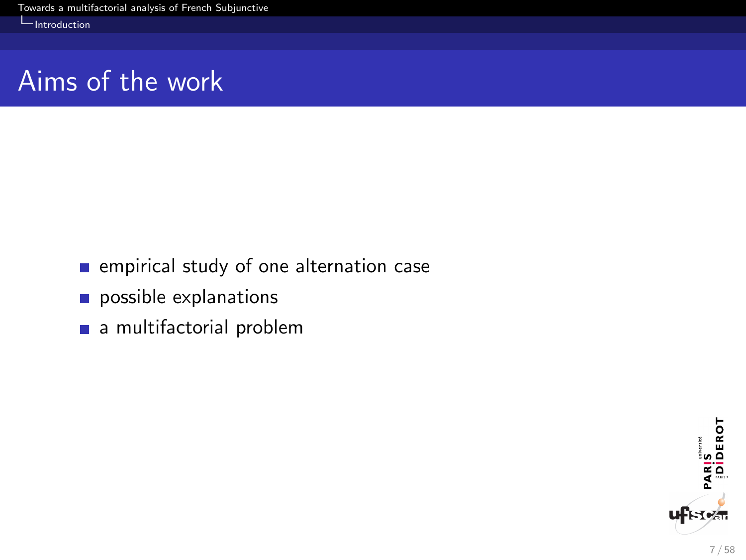## Aims of the work

- empirical study of one alternation case
- possible explanations
- a multifactorial problem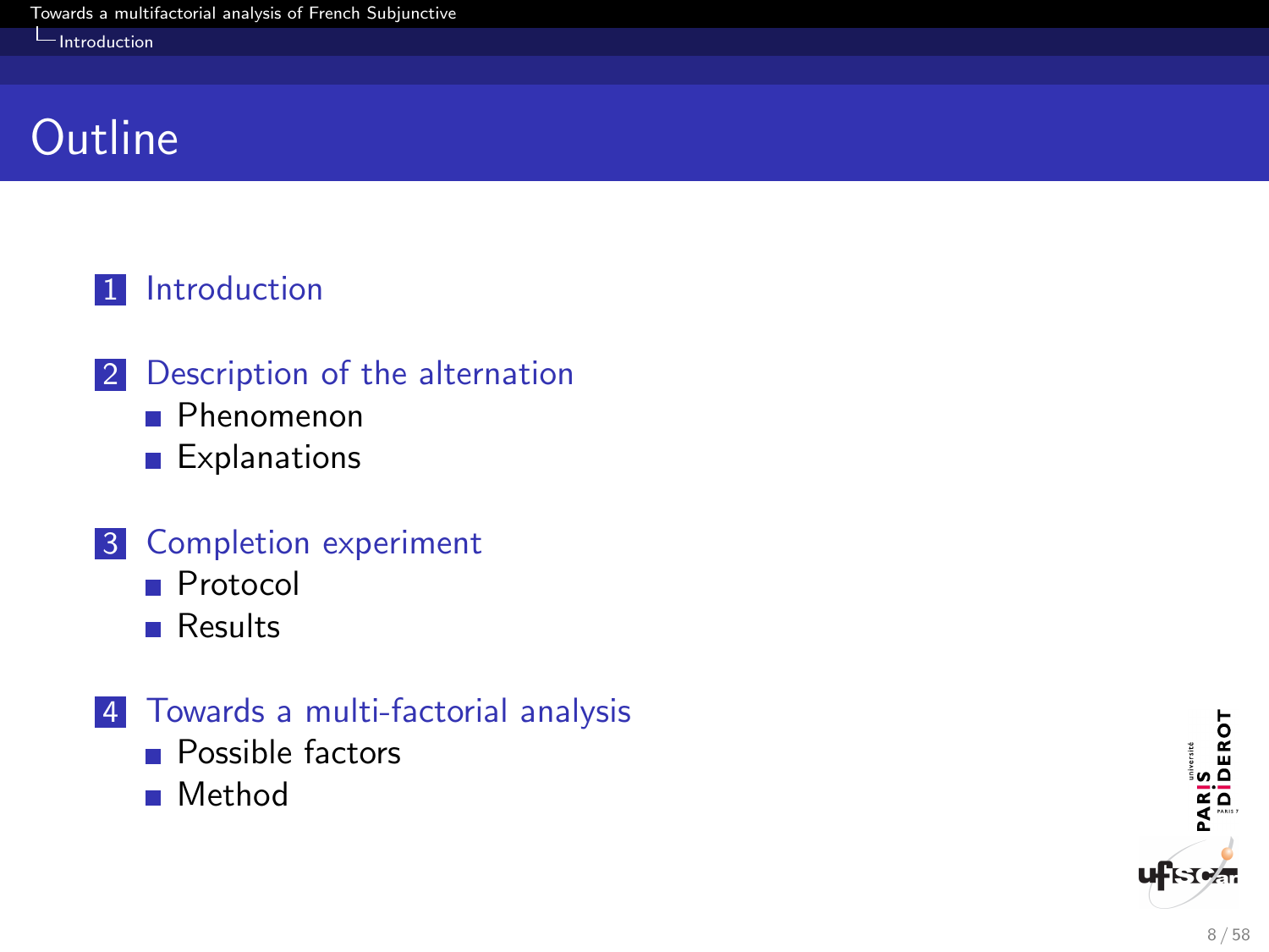# Outline

1. Introduction
2. Description of the alternation
   - Phenomenon
   - Explanations
3. Completion experiment
   - Protocol
   - Results
4. Towards a multi-factorial analysis
   - Possible factors
   - Method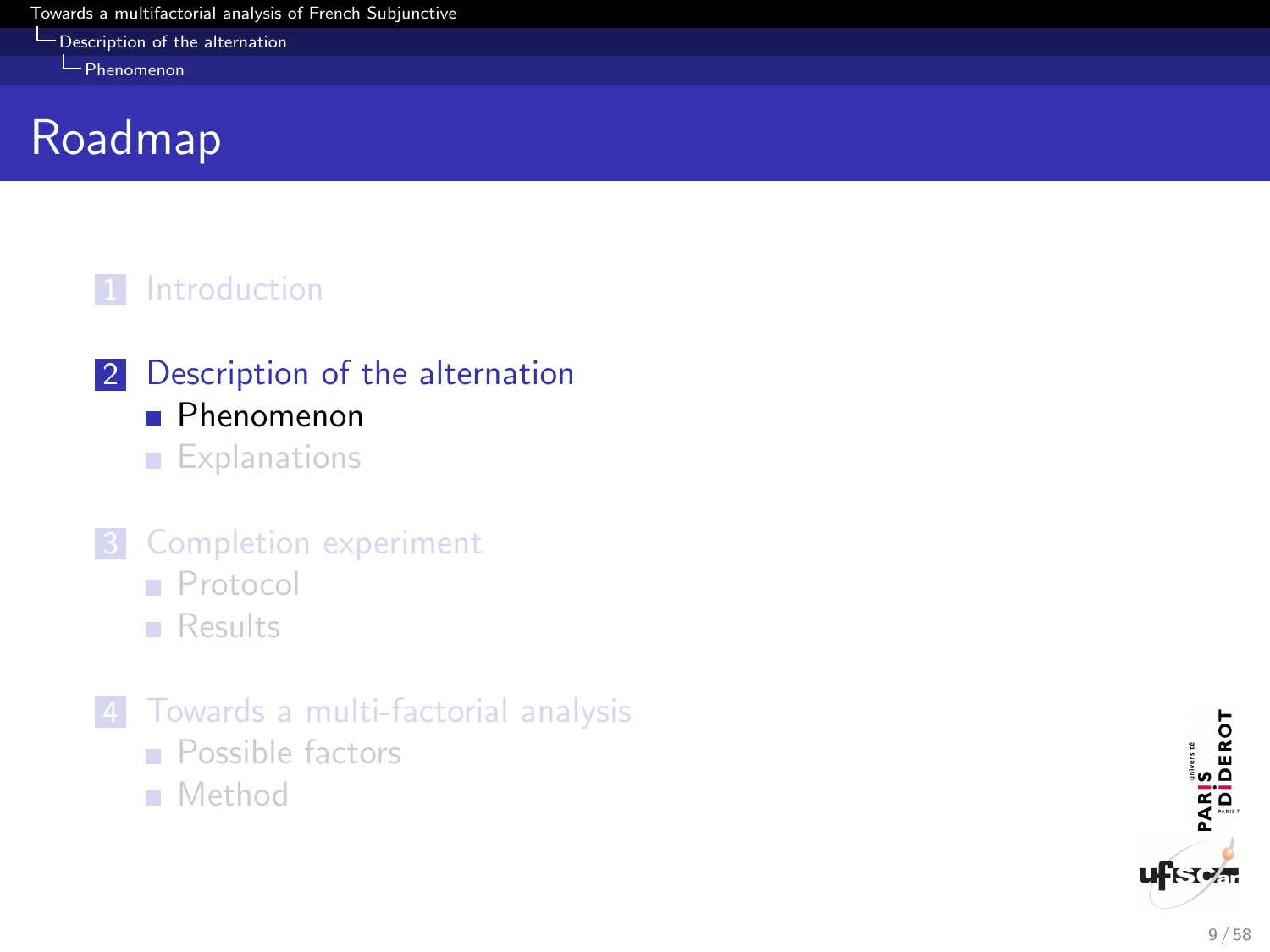# Roadmap

1. Introduction
2. Description of the alternation
   - Phenomenon
   - Explanations
3. Completion experiment
   - Protocol
   - Results
4. Towards a multi-factorial analysis
   - Possible factors
   - Method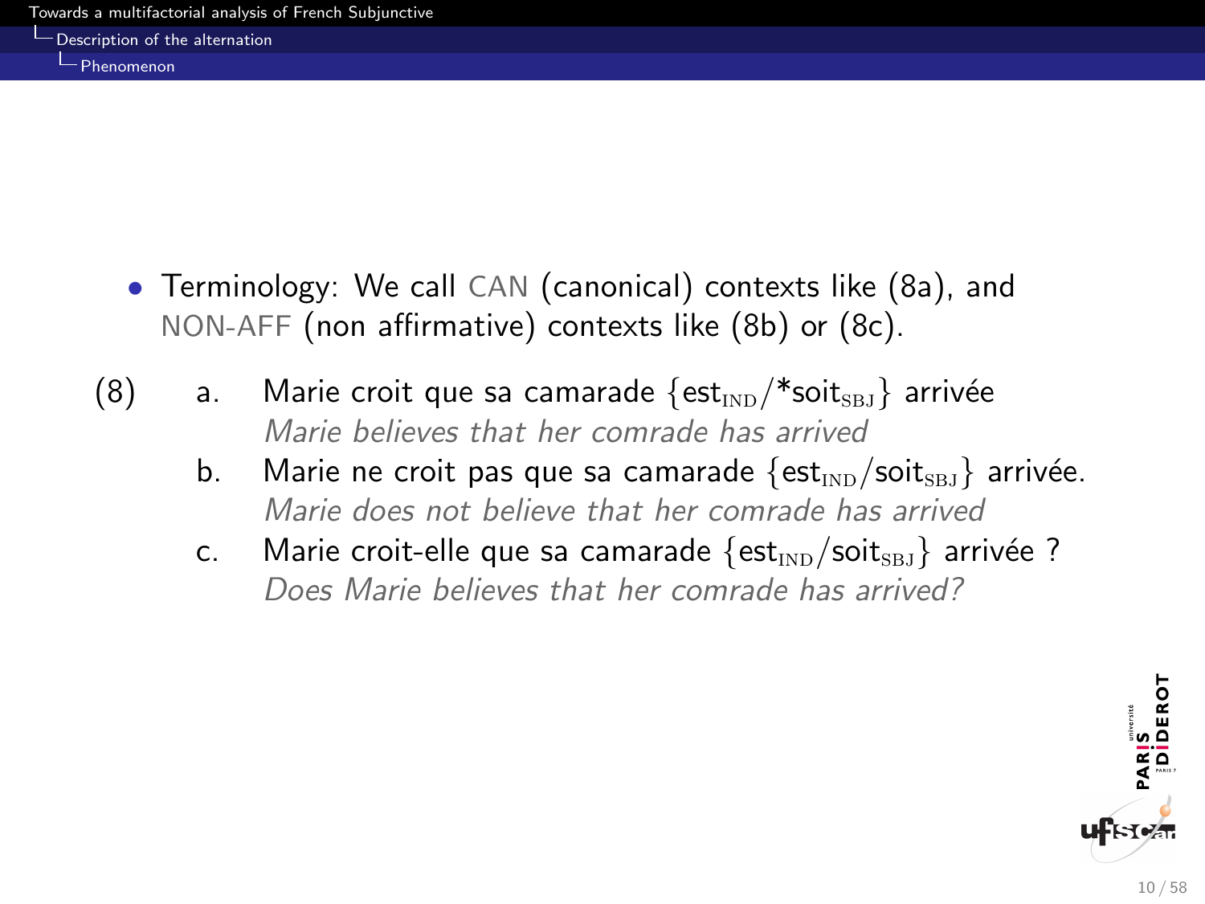- Terminology: We call CAN (canonical) contexts like (8a), and NON-AFF (non affirmative) contexts like (8b) or (8c).

(8)
  a. Marie croit que sa camarade {est$_{\text{IND}}$/*soit$_{\text{SBJ}}$} arrivée
     *Marie believes that her comrade has arrived*
  b. Marie ne croit pas que sa camarade {est$_{\text{IND}}$/soit$_{\text{SBJ}}$} arrivée.
     *Marie does not believe that her comrade has arrived*
  c. Marie croit-elle que sa camarade {est$_{\text{IND}}$/soit$_{\text{SBJ}}$} arrivée ?
     *Does Marie believes that her comrade has arrived?*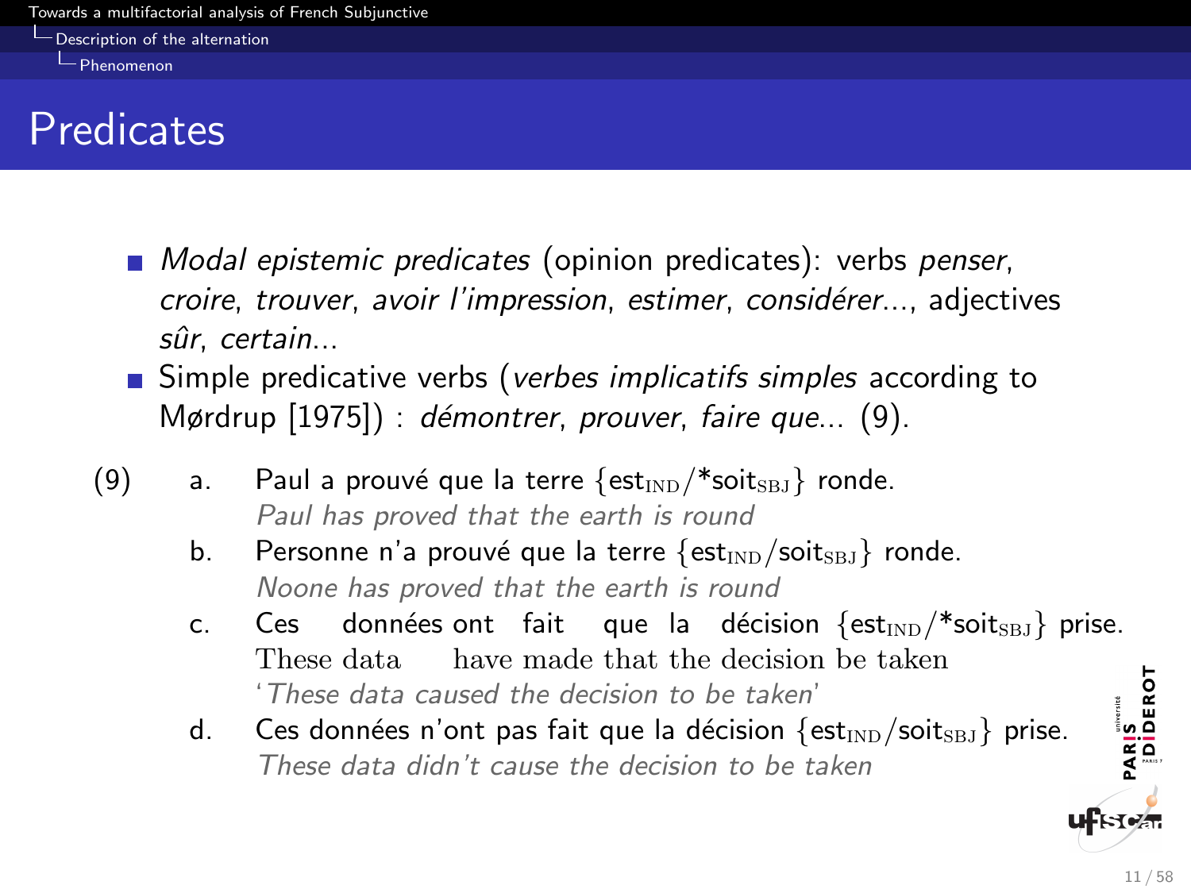# Predicates

- *Modal epistemic predicates* (opinion predicates): verbs *penser*, *croire*, *trouver*, *avoir l'impression*, *estimer*, *considérer*..., adjectives *sûr*, *certain*...
- Simple predicative verbs (*verbes implicatifs simples* according to Mørdrup [1975]) : *démontrer*, *prouver*, *faire que*... (9).

(9)

a. Paul a prouvé que la terre {est$_{\text{IND}}$/*soit$_{\text{SBJ}}$} ronde.
*Paul has proved that the earth is round*

b. Personne n'a prouvé que la terre {est$_{\text{IND}}$/soit$_{\text{SBJ}}$} ronde.
*Noone has proved that the earth is round*

c. Ces données ont fait que la décision {est$_{\text{IND}}$/*soit$_{\text{SBJ}}$} prise.
These data have made that the decision be taken
'*These data caused the decision to be taken*'

d. Ces données n'ont pas fait que la décision {est$_{\text{IND}}$/soit$_{\text{SBJ}}$} prise.
*These data didn't cause the decision to be taken*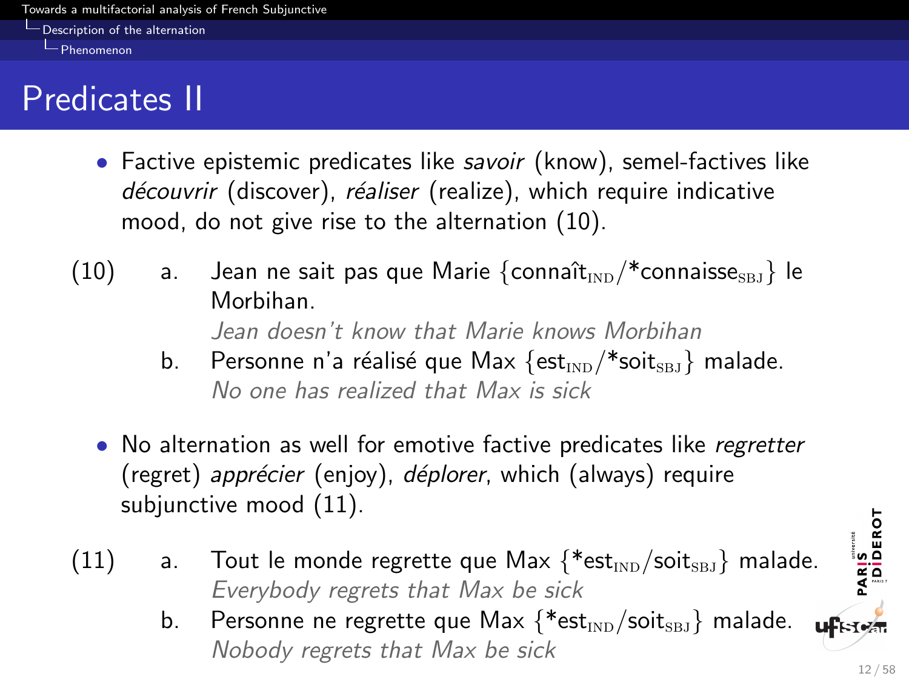# Predicates II

- Factive epistemic predicates like *savoir* (know), semel-factives like *découvrir* (discover), *réaliser* (realize), which require indicative mood, do not give rise to the alternation (10).

(10) a. Jean ne sait pas que Marie {connaît$_{\text{IND}}$/*connaisse$_{\text{SBJ}}$} le Morbihan.
*Jean doesn't know that Marie knows Morbihan*

b. Personne n'a réalisé que Max {est$_{\text{IND}}$/*soit$_{\text{SBJ}}$} malade.
*No one has realized that Max is sick*

- No alternation as well for emotive factive predicates like *regretter* (regret) *apprécier* (enjoy), *déplorer*, which (always) require subjunctive mood (11).

(11) a. Tout le monde regrette que Max {*est$_{\text{IND}}$/soit$_{\text{SBJ}}$} malade.
*Everybody regrets that Max be sick*

b. Personne ne regrette que Max {*est$_{\text{IND}}$/soit$_{\text{SBJ}}$} malade.
*Nobody regrets that Max be sick*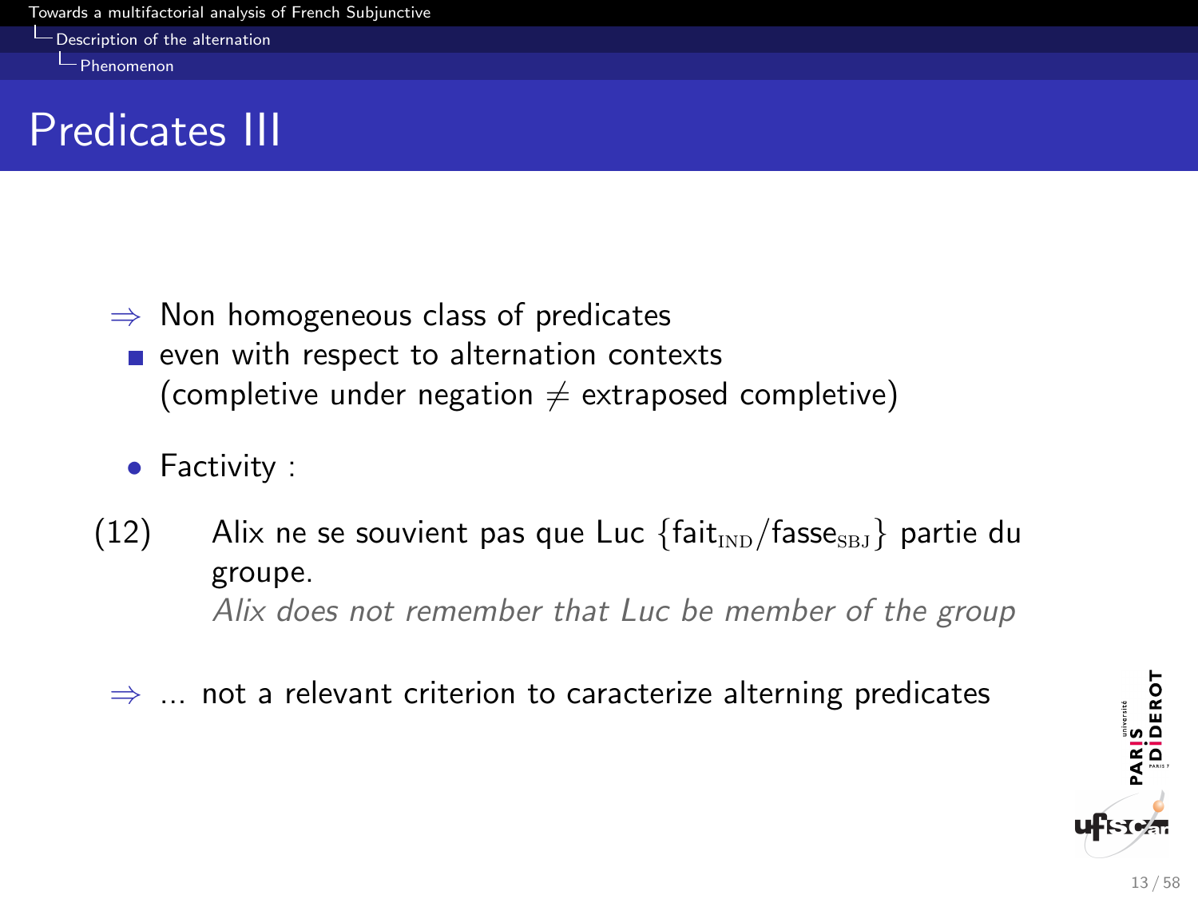# Predicates III

$\Rightarrow$ Non homogeneous class of predicates

- even with respect to alternation contexts (completive under negation $\neq$ extraposed completive)

- Factivity :

(12) Alix ne se souvient pas que Luc {fait$_{\text{IND}}$/fasse$_{\text{SBJ}}$} partie du groupe.
*Alix does not remember that Luc be member of the group*

$\Rightarrow$ ... not a relevant criterion to caracterize alterning predicates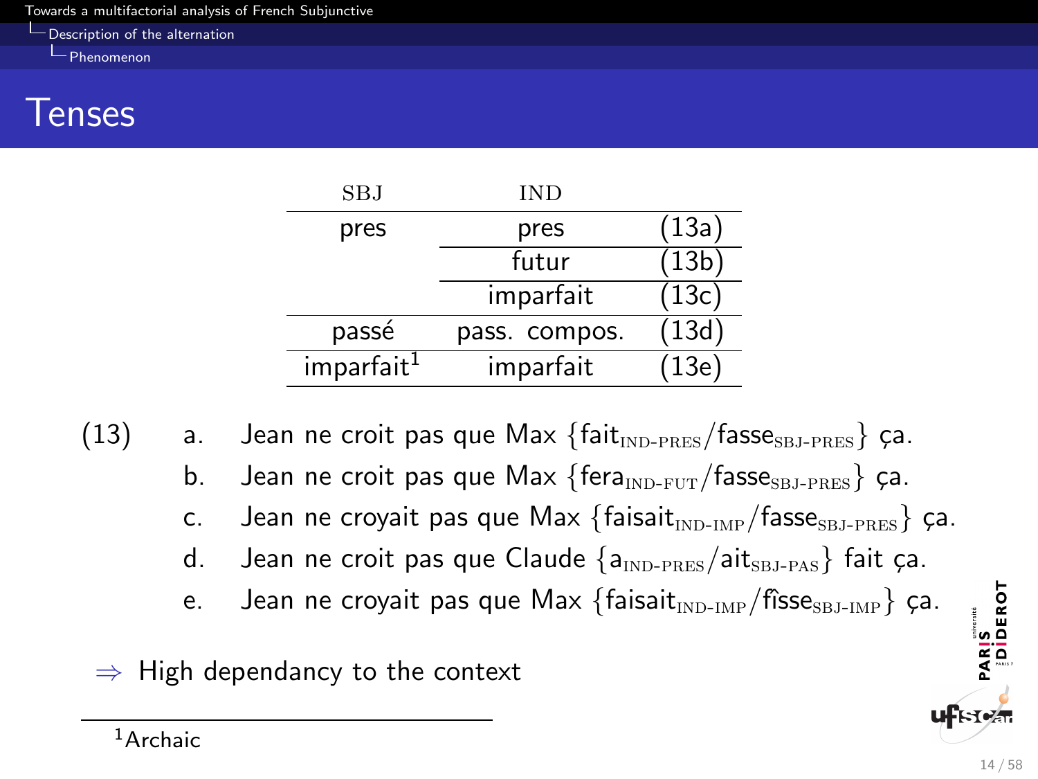# Tenses

| SBJ | IND | |
|---|---|---|
| pres | pres | (13a) |
| | futur | (13b) |
| | imparfait | (13c) |
| passé | pass. compos. | (13d) |
| imparfait[1] | imparfait | (13e) |

(13)

a. Jean ne croit pas que Max {fait$_{\text{IND-PRES}}$/fasse$_{\text{SBJ-PRES}}$} ça.

b. Jean ne croit pas que Max {fera$_{\text{IND-FUT}}$/fasse$_{\text{SBJ-PRES}}$} ça.

c. Jean ne croyait pas que Max {faisait$_{\text{IND-IMP}}$/fasse$_{\text{SBJ-PRES}}$} ça.

d. Jean ne croit pas que Claude {a$_{\text{IND-PRES}}$/ait$_{\text{SBJ-PAS}}$} fait ça.

e. Jean ne croyait pas que Max {faisait$_{\text{IND-IMP}}$/fîsse$_{\text{SBJ-IMP}}$} ça.

⇒ High dependancy to the context

[1] Archaic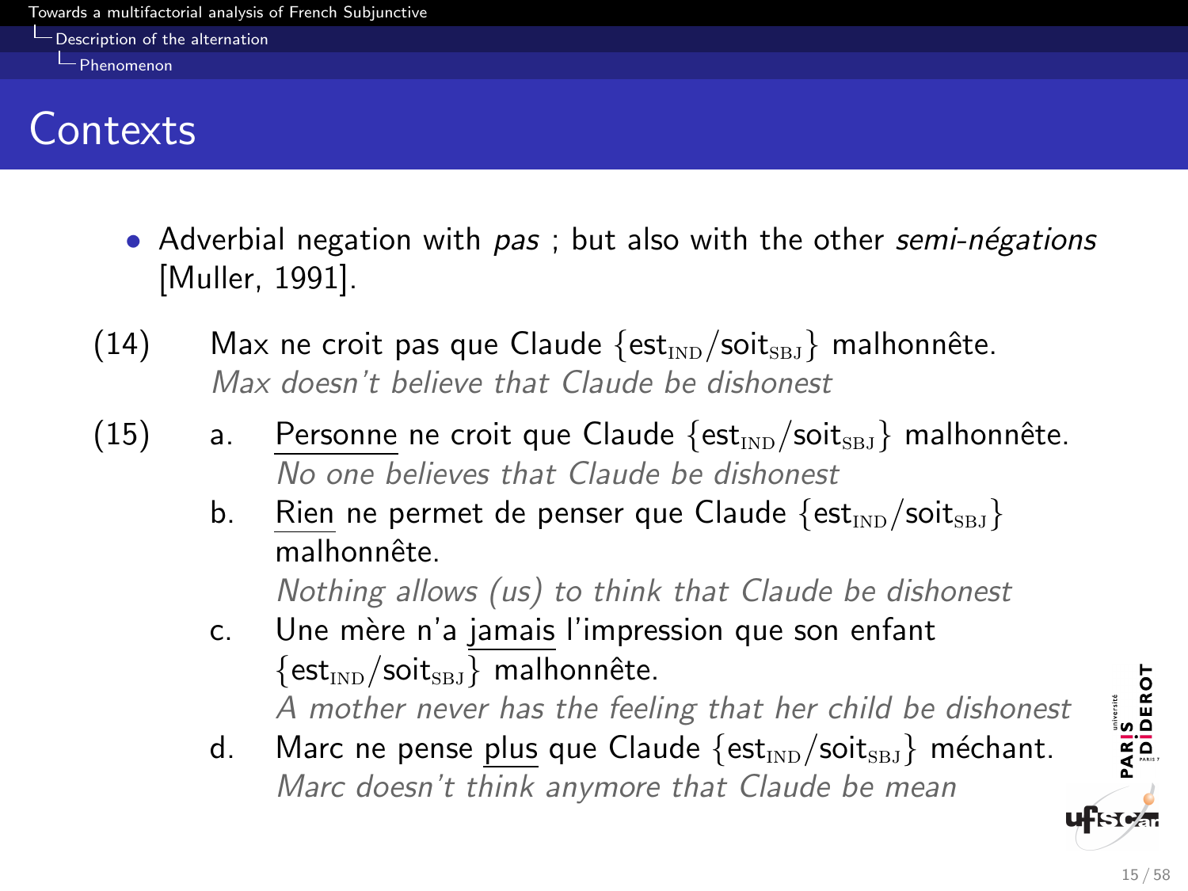# Contexts

- Adverbial negation with *pas* ; but also with the other *semi-négations* [Muller, 1991].

(14) Max ne croit pas que Claude {est$_{\text{IND}}$/soit$_{\text{SBJ}}$} malhonnête.
*Max doesn't believe that Claude be dishonest*

(15)
a. Personne ne croit que Claude {est$_{\text{IND}}$/soit$_{\text{SBJ}}$} malhonnête.
*No one believes that Claude be dishonest*

b. Rien ne permet de penser que Claude {est$_{\text{IND}}$/soit$_{\text{SBJ}}$} malhonnête.
*Nothing allows (us) to think that Claude be dishonest*

c. Une mère n'a jamais l'impression que son enfant {est$_{\text{IND}}$/soit$_{\text{SBJ}}$} malhonnête.
*A mother never has the feeling that her child be dishonest*

d. Marc ne pense plus que Claude {est$_{\text{IND}}$/soit$_{\text{SBJ}}$} méchant.
*Marc doesn't think anymore that Claude be mean*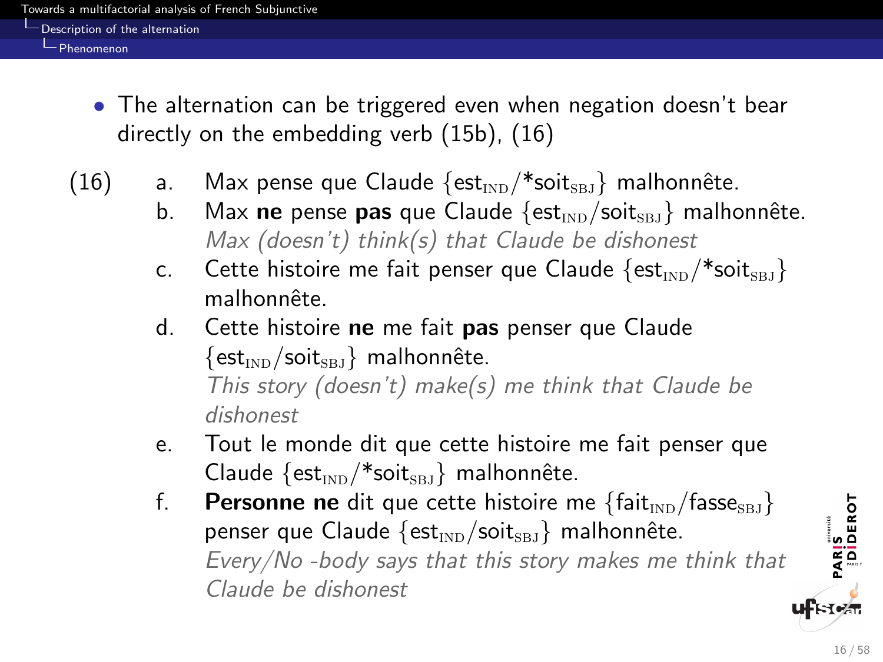- The alternation can be triggered even when negation doesn't bear directly on the embedding verb (15b), (16)

(16)

a. Max pense que Claude $\{$est$_{\text{IND}}$/*soit$_{\text{SBJ}}\}$ malhonnête.

b. Max **ne** pense **pas** que Claude $\{$est$_{\text{IND}}$/soit$_{\text{SBJ}}\}$ malhonnête.
*Max (doesn't) think(s) that Claude be dishonest*

c. Cette histoire me fait penser que Claude $\{$est$_{\text{IND}}$/*soit$_{\text{SBJ}}\}$ malhonnête.

d. Cette histoire **ne** me fait **pas** penser que Claude $\{$est$_{\text{IND}}$/soit$_{\text{SBJ}}\}$ malhonnête.
*This story (doesn't) make(s) me think that Claude be dishonest*

e. Tout le monde dit que cette histoire me fait penser que Claude $\{$est$_{\text{IND}}$/*soit$_{\text{SBJ}}\}$ malhonnête.

f. **Personne ne** dit que cette histoire me $\{$fait$_{\text{IND}}$/fasse$_{\text{SBJ}}\}$ penser que Claude $\{$est$_{\text{IND}}$/soit$_{\text{SBJ}}\}$ malhonnête.
*Every/No -body says that this story makes me think that Claude be dishonest*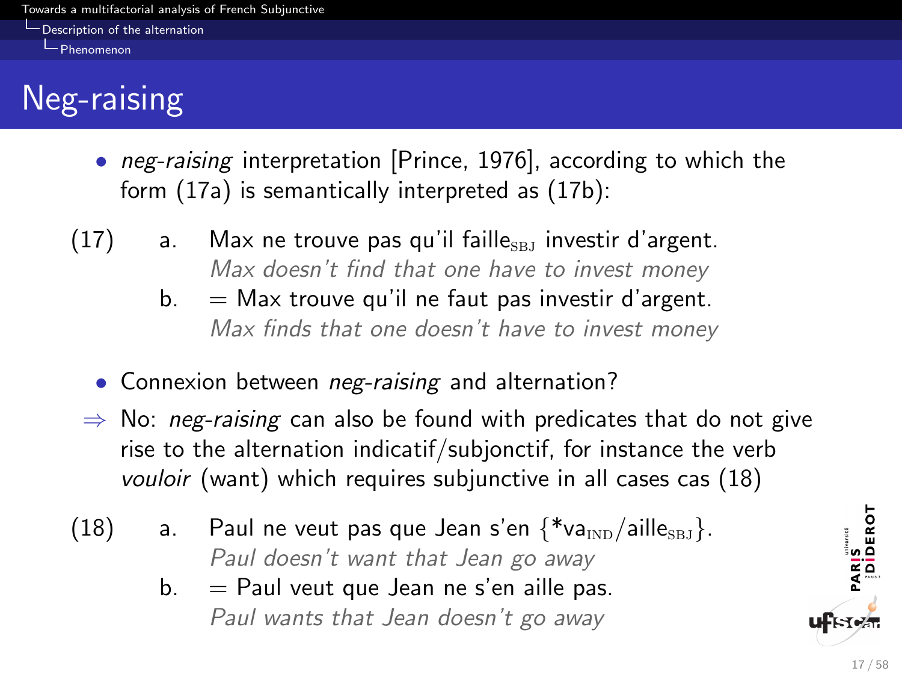# Neg-raising

- *neg-raising* interpretation [Prince, 1976], according to which the form (17a) is semantically interpreted as (17b):

(17) a. Max ne trouve pas qu'il faille$_{\text{SBJ}}$ investir d'argent.
*Max doesn't find that one have to invest money*

b. = Max trouve qu'il ne faut pas investir d'argent.
*Max finds that one doesn't have to invest money*

- Connexion between *neg-raising* and alternation?

⇒ No: *neg-raising* can also be found with predicates that do not give rise to the alternation indicatif/subjonctif, for instance the verb *vouloir* (want) which requires subjunctive in all cases cas (18)

(18) a. Paul ne veut pas que Jean s'en {*va$_{\text{IND}}$/aille$_{\text{SBJ}}$}.
*Paul doesn't want that Jean go away*

b. = Paul veut que Jean ne s'en aille pas.
*Paul wants that Jean doesn't go away*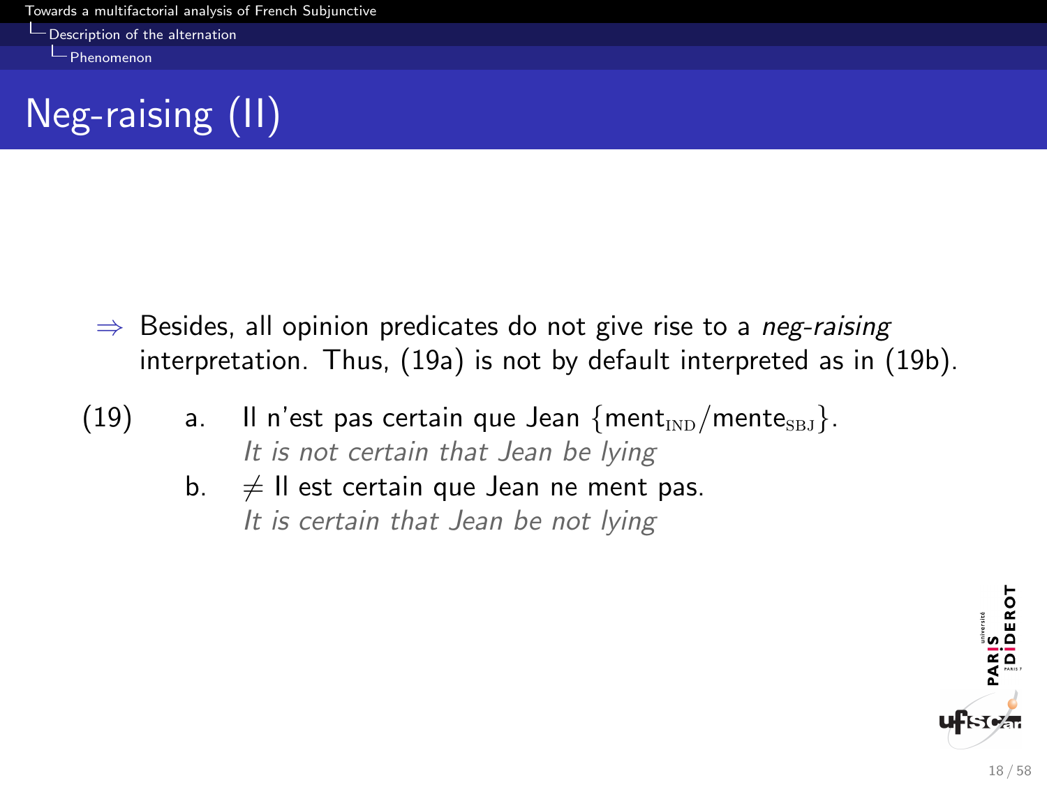# Neg-raising (II)

⇒ Besides, all opinion predicates do not give rise to a *neg-raising* interpretation. Thus, (19a) is not by default interpreted as in (19b).

(19) a. Il n'est pas certain que Jean {ment$_{\text{IND}}$/mente$_{\text{SBJ}}$}.
*It is not certain that Jean be lying*

b. ≠ Il est certain que Jean ne ment pas.
*It is certain that Jean be not lying*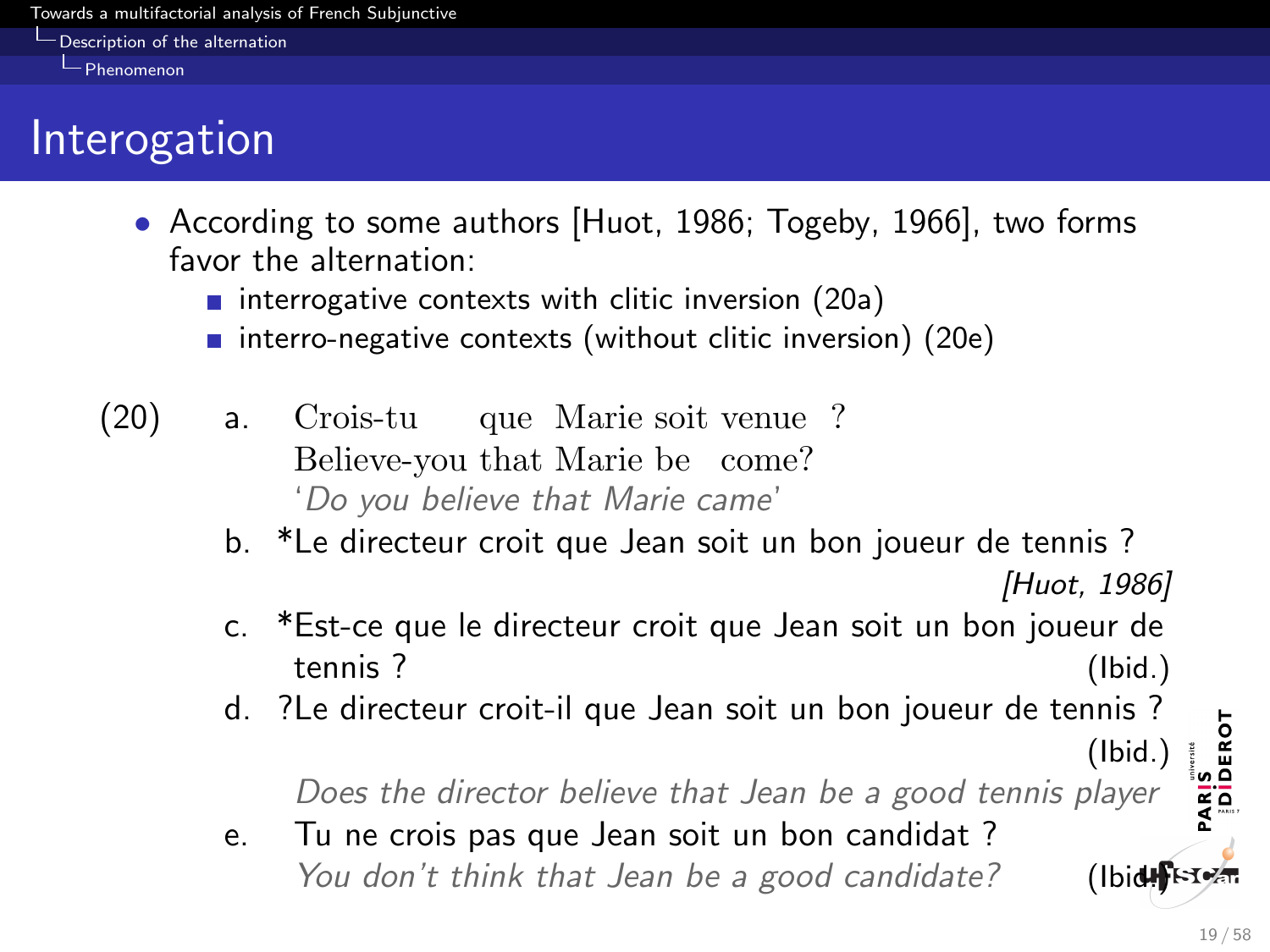# Interogation

- According to some authors [Huot, 1986; Togeby, 1966], two forms favor the alternation:
  - interrogative contexts with clitic inversion (20a)
  - interro-negative contexts (without clitic inversion) (20e)

(20)

a. Crois-tu que Marie soit venue ?
   Believe-you that Marie be come?
   '*Do you believe that Marie came*'

b. *Le directeur croit que Jean soit un bon joueur de tennis ? *[Huot, 1986]*

c. *Est-ce que le directeur croit que Jean soit un bon joueur de tennis ? (Ibid.)

d. ?Le directeur croit-il que Jean soit un bon joueur de tennis ? (Ibid.)
   *Does the director believe that Jean be a good tennis player*

e. Tu ne crois pas que Jean soit un bon candidat ?
   *You don't think that Jean be a good candidate?* (Ibid.)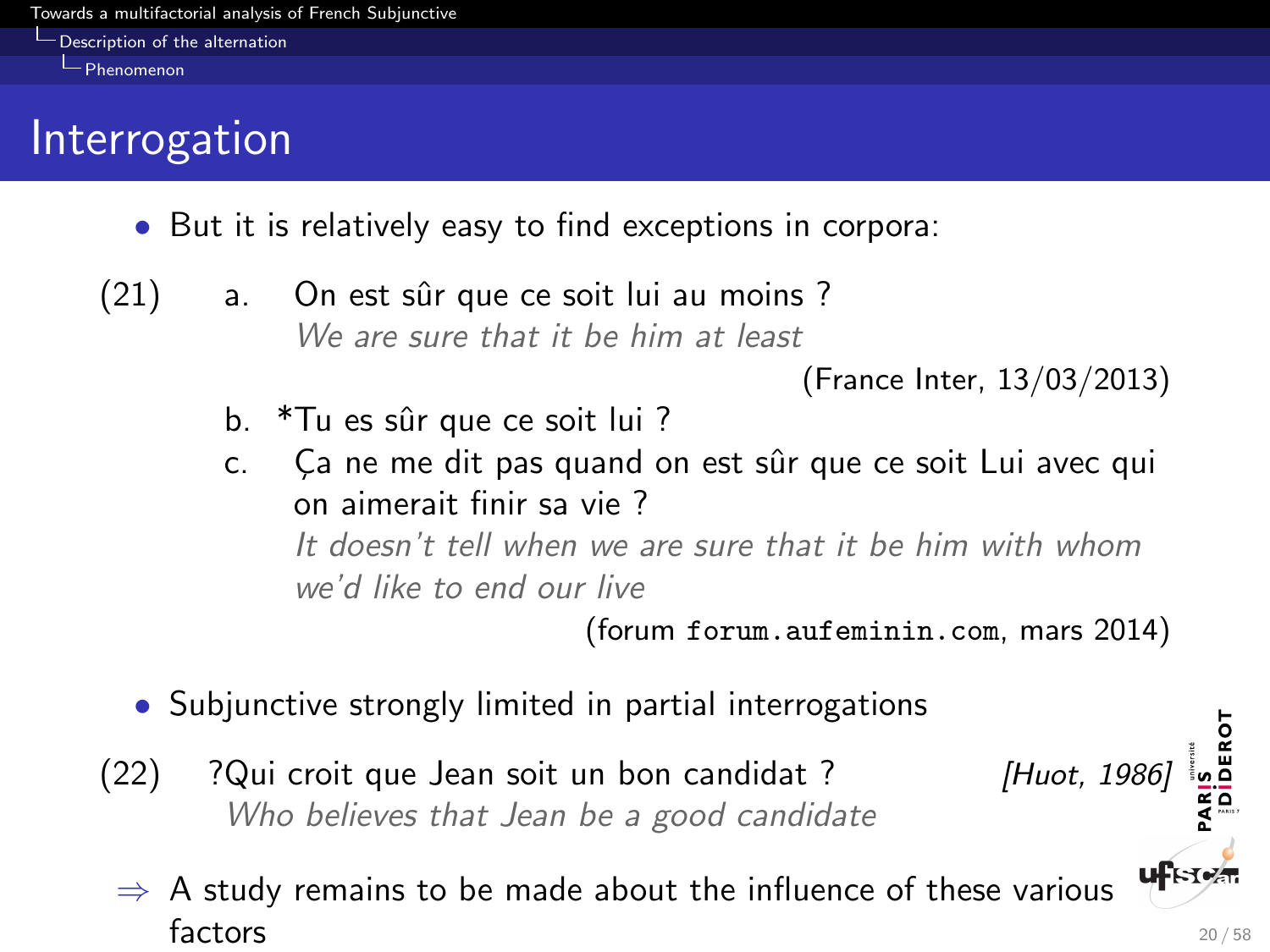## Interrogation

- But it is relatively easy to find exceptions in corpora:

(21) a. On est sûr que ce soit lui au moins ?
*We are sure that it be him at least*
(France Inter, 13/03/2013)

b. *Tu es sûr que ce soit lui ?

c. Ça ne me dit pas quand on est sûr que ce soit Lui avec qui on aimerait finir sa vie ?
*It doesn't tell when we are sure that it be him with whom we'd like to end our live*
(forum `forum.aufeminin.com`, mars 2014)

- Subjunctive strongly limited in partial interrogations

(22) ?Qui croit que Jean soit un bon candidat ? *[Huot, 1986]*
*Who believes that Jean be a good candidate*

⇒ A study remains to be made about the influence of these various factors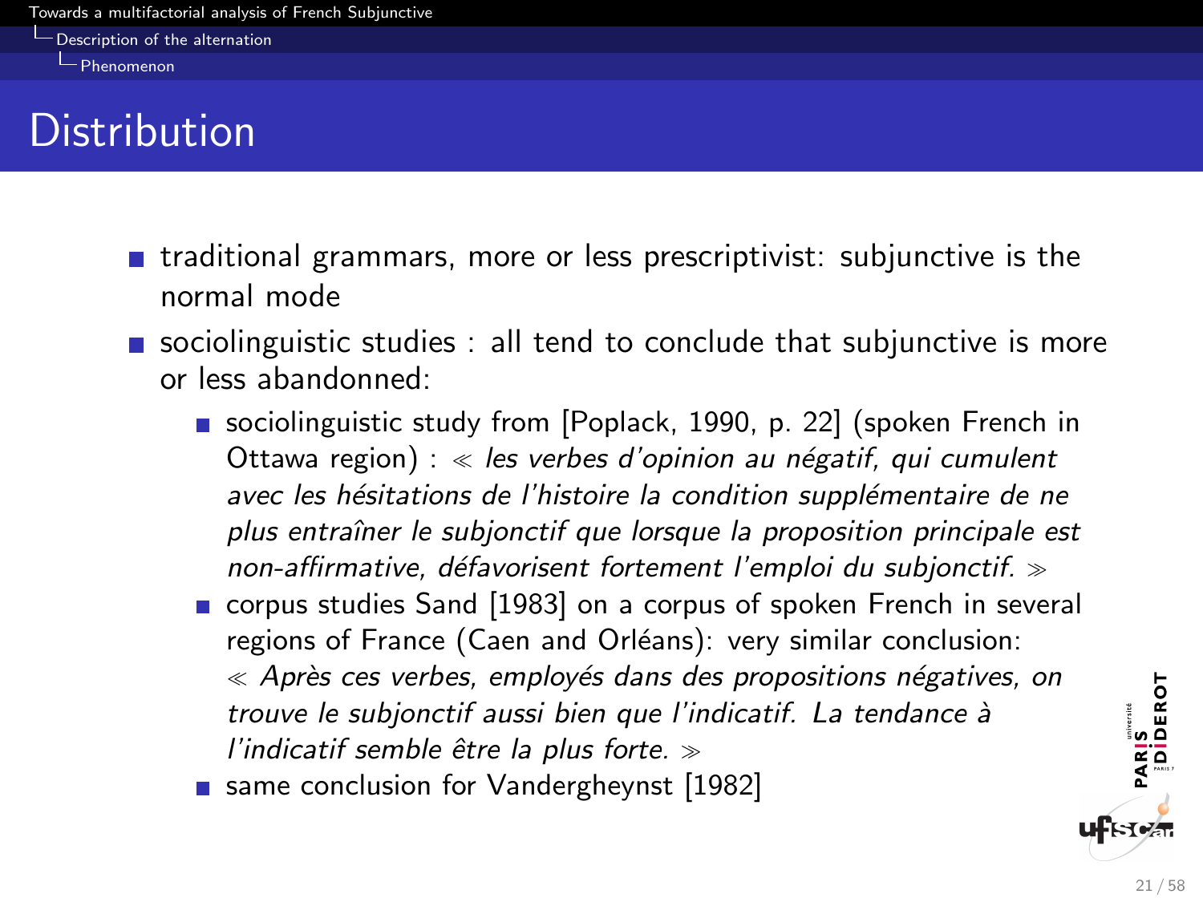# Distribution

- traditional grammars, more or less prescriptivist: subjunctive is the normal mode
- sociolinguistic studies : all tend to conclude that subjunctive is more or less abandonned:
  - sociolinguistic study from [Poplack, 1990, p. 22] (spoken French in Ottawa region) : ≪ *les verbes d'opinion au négatif, qui cumulent avec les hésitations de l'histoire la condition supplémentaire de ne plus entraîner le subjonctif que lorsque la proposition principale est non-affirmative, défavorisent fortement l'emploi du subjonctif.* ≫
  - corpus studies Sand [1983] on a corpus of spoken French in several regions of France (Caen and Orléans): very similar conclusion: ≪ *Après ces verbes, employés dans des propositions négatives, on trouve le subjonctif aussi bien que l'indicatif. La tendance à l'indicatif semble être la plus forte.* ≫
  - same conclusion for Vandergheynst [1982]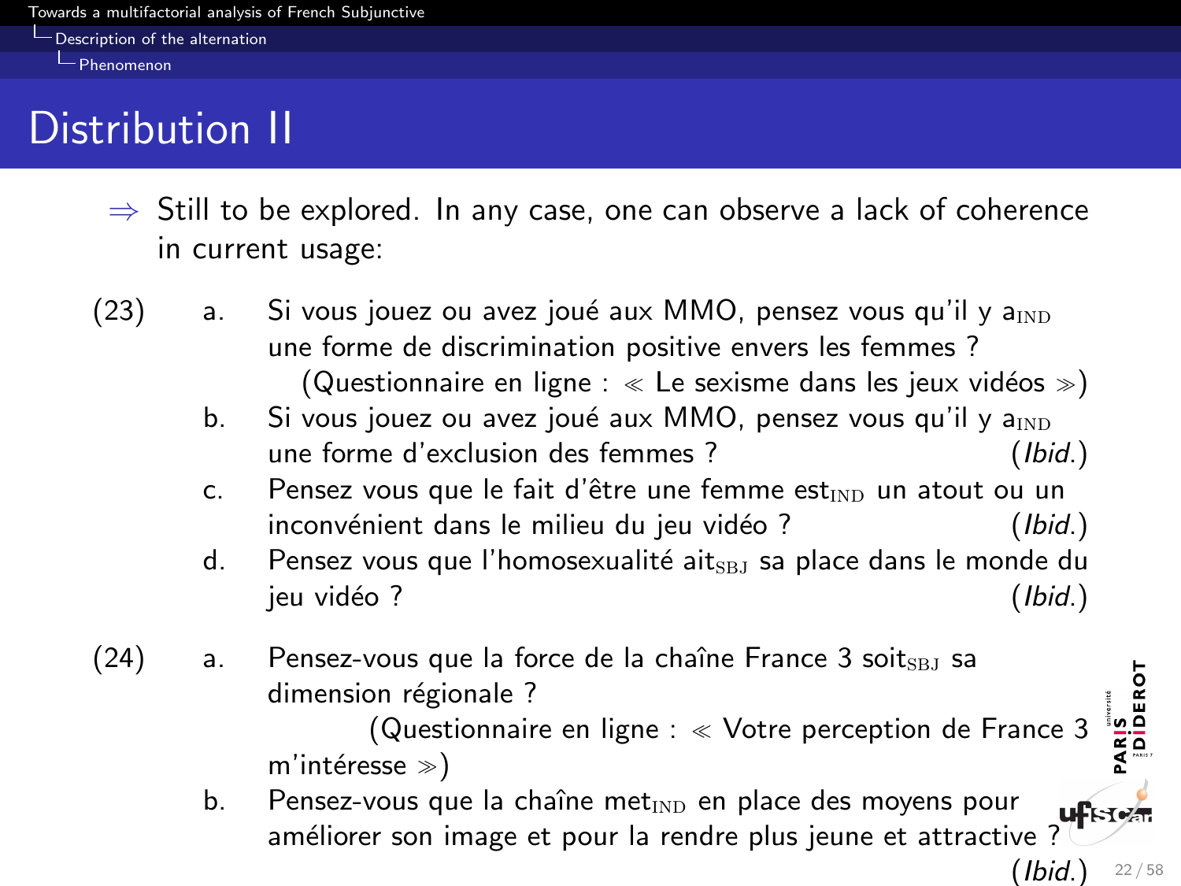# Distribution II

⇒ Still to be explored. In any case, one can observe a lack of coherence in current usage:

(23)
a. Si vous jouez ou avez joué aux MMO, pensez vous qu'il y a$_{\text{IND}}$ une forme de discrimination positive envers les femmes ? (Questionnaire en ligne : « Le sexisme dans les jeux vidéos »)

b. Si vous jouez ou avez joué aux MMO, pensez vous qu'il y a$_{\text{IND}}$ une forme d'exclusion des femmes ? (*Ibid.*)

c. Pensez vous que le fait d'être une femme est$_{\text{IND}}$ un atout ou un inconvénient dans le milieu du jeu vidéo ? (*Ibid.*)

d. Pensez vous que l'homosexualité ait$_{\text{SBJ}}$ sa place dans le monde du jeu vidéo ? (*Ibid.*)

(24)
a. Pensez-vous que la force de la chaîne France 3 soit$_{\text{SBJ}}$ sa dimension régionale ? (Questionnaire en ligne : « Votre perception de France 3 m'intéresse »)

b. Pensez-vous que la chaîne met$_{\text{IND}}$ en place des moyens pour améliorer son image et pour la rendre plus jeune et attractive ? (*Ibid.*)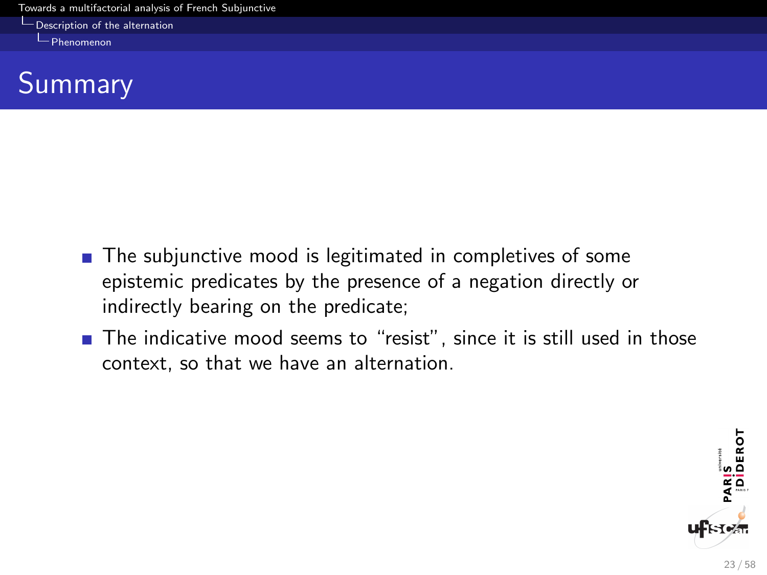# Summary

- The subjunctive mood is legitimated in completives of some epistemic predicates by the presence of a negation directly or indirectly bearing on the predicate;
- The indicative mood seems to "resist", since it is still used in those context, so that we have an alternation.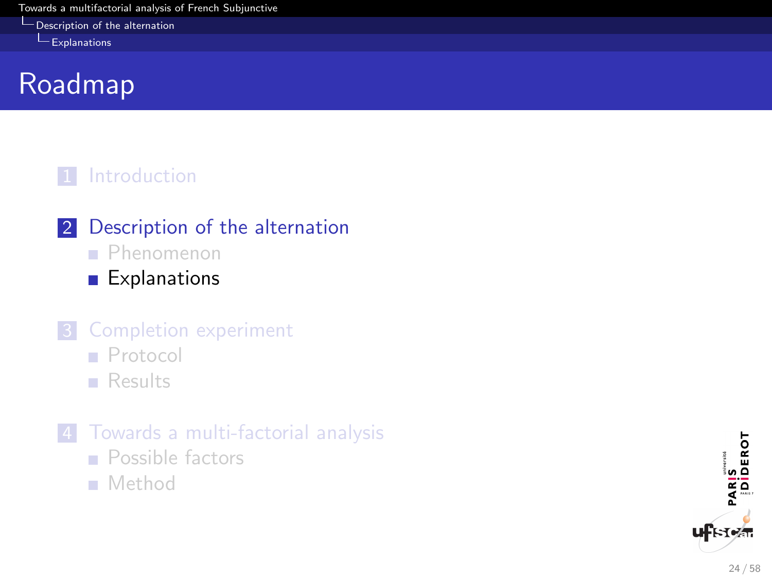# Roadmap

1. Introduction

2. Description of the alternation
   - Phenomenon
   - Explanations

3. Completion experiment
   - Protocol
   - Results

4. Towards a multi-factorial analysis
   - Possible factors
   - Method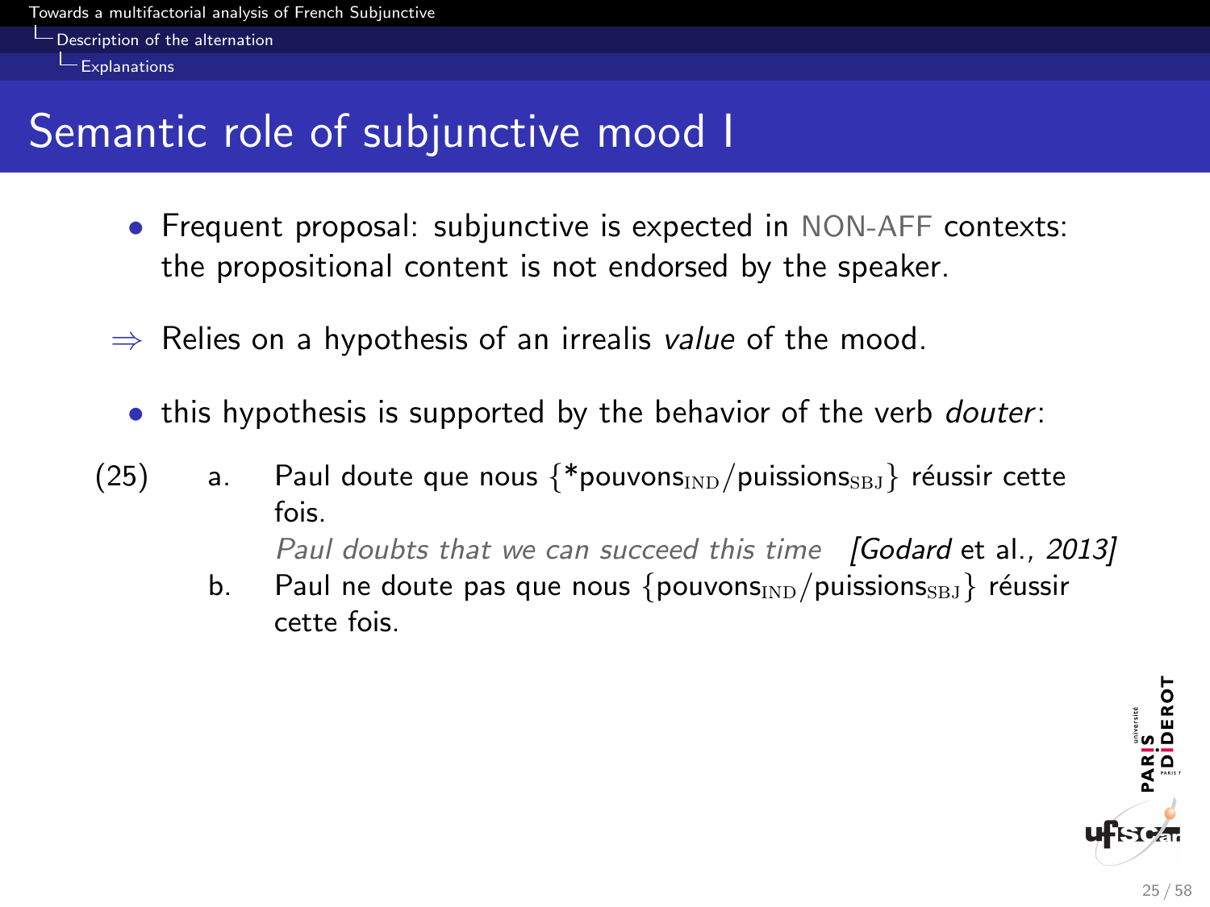# Semantic role of subjunctive mood I

- Frequent proposal: subjunctive is expected in NON-AFF contexts: the propositional content is not endorsed by the speaker.

⇒ Relies on a hypothesis of an irrealis *value* of the mood.

- this hypothesis is supported by the behavior of the verb *douter*:

(25) a. Paul doute que nous {*pouvons$_{\text{IND}}$/puissions$_{\text{SBJ}}$} réussir cette fois.
*Paul doubts that we can succeed this time* *[Godard* et al., *2013]*

b. Paul ne doute pas que nous {pouvons$_{\text{IND}}$/puissions$_{\text{SBJ}}$} réussir cette fois.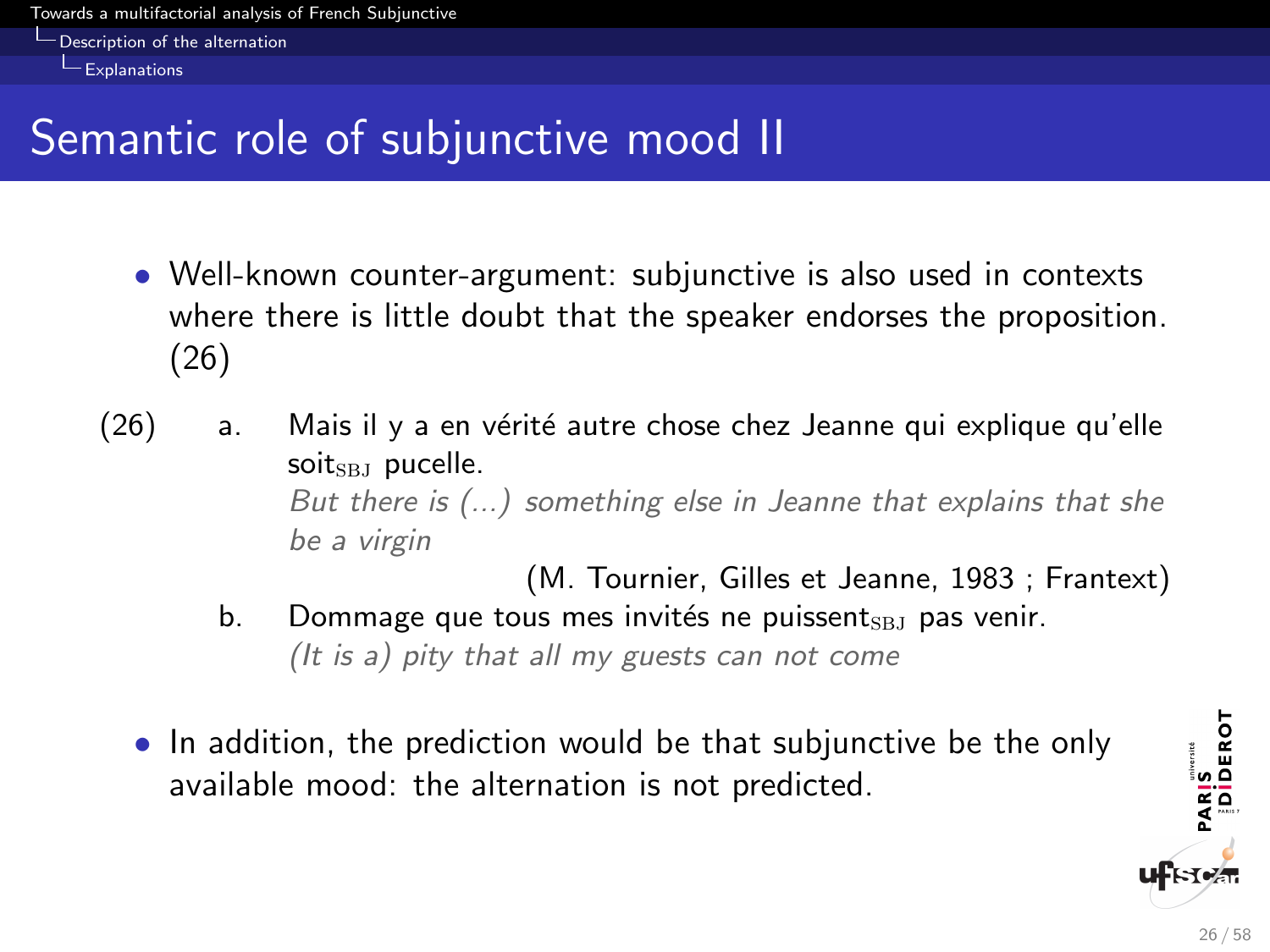# Semantic role of subjunctive mood II

- Well-known counter-argument: subjunctive is also used in contexts where there is little doubt that the speaker endorses the proposition. (26)

(26) a. Mais il y a en vérité autre chose chez Jeanne qui explique qu'elle soit$_{\text{SBJ}}$ pucelle.
*But there is (...) something else in Jeanne that explains that she be a virgin*
(M. Tournier, Gilles et Jeanne, 1983 ; Frantext)

b. Dommage que tous mes invités ne puissent$_{\text{SBJ}}$ pas venir.
*(It is a) pity that all my guests can not come*

- In addition, the prediction would be that subjunctive be the only available mood: the alternation is not predicted.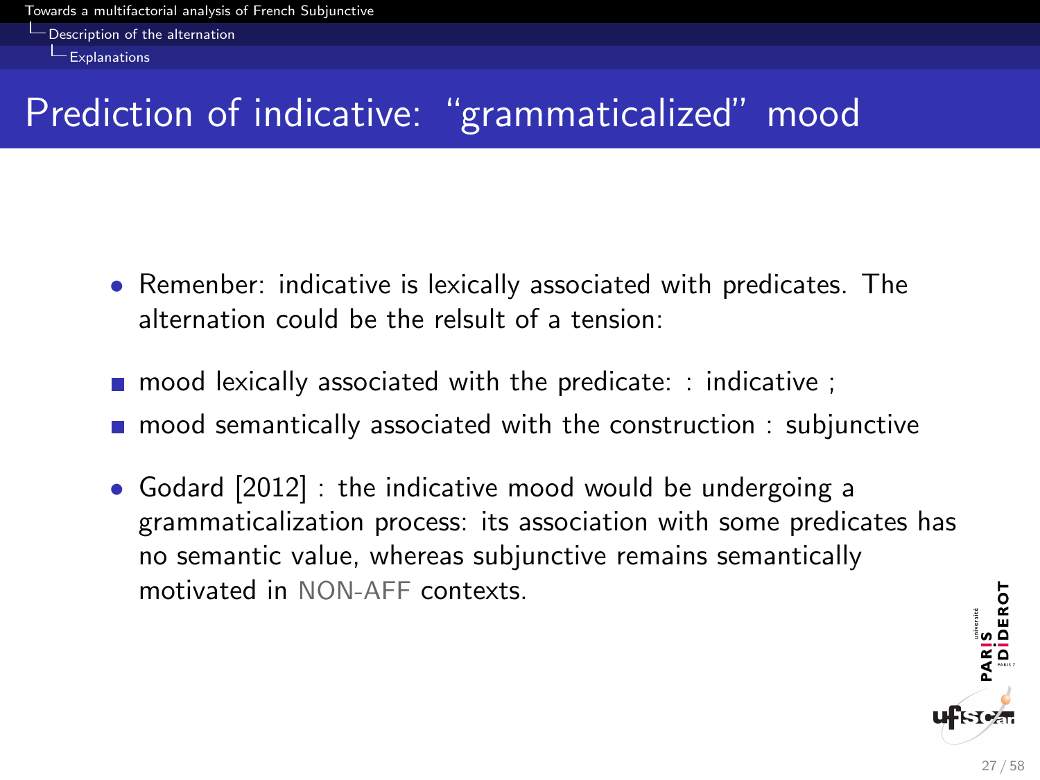# Prediction of indicative: "grammaticalized" mood

- Remenber: indicative is lexically associated with predicates. The alternation could be the relsult of a tension:

- mood lexically associated with the predicate: : indicative ;
- mood semantically associated with the construction : subjunctive

- Godard [2012] : the indicative mood would be undergoing a grammaticalization process: its association with some predicates has no semantic value, whereas subjunctive remains semantically motivated in NON-AFF contexts.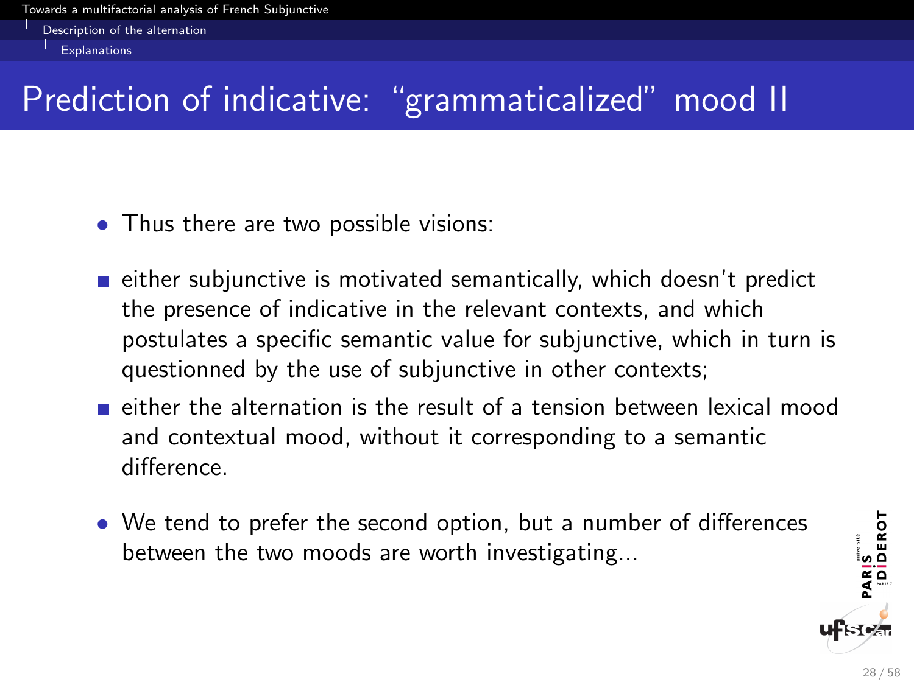# Prediction of indicative: “grammaticalized” mood II

- Thus there are two possible visions:
  - either subjunctive is motivated semantically, which doesn’t predict the presence of indicative in the relevant contexts, and which postulates a specific semantic value for subjunctive, which in turn is questionned by the use of subjunctive in other contexts;
  - either the alternation is the result of a tension between lexical mood and contextual mood, without it corresponding to a semantic difference.
- We tend to prefer the second option, but a number of differences between the two moods are worth investigating...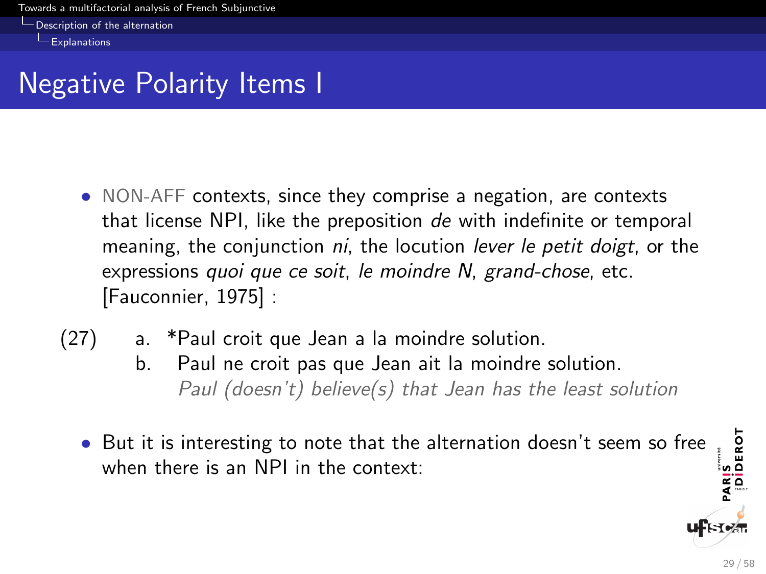# Negative Polarity Items I

- NON-AFF contexts, since they comprise a negation, are contexts that license NPI, like the preposition *de* with indefinite or temporal meaning, the conjunction *ni*, the locution *lever le petit doigt*, or the expressions *quoi que ce soit*, *le moindre N*, *grand-chose*, etc. [Fauconnier, 1975] :

(27) a. *Paul croit que Jean a la moindre solution.
  b. Paul ne croit pas que Jean ait la moindre solution.
  *Paul (doesn't) believe(s) that Jean has the least solution*

- But it is interesting to note that the alternation doesn't seem so free when there is an NPI in the context: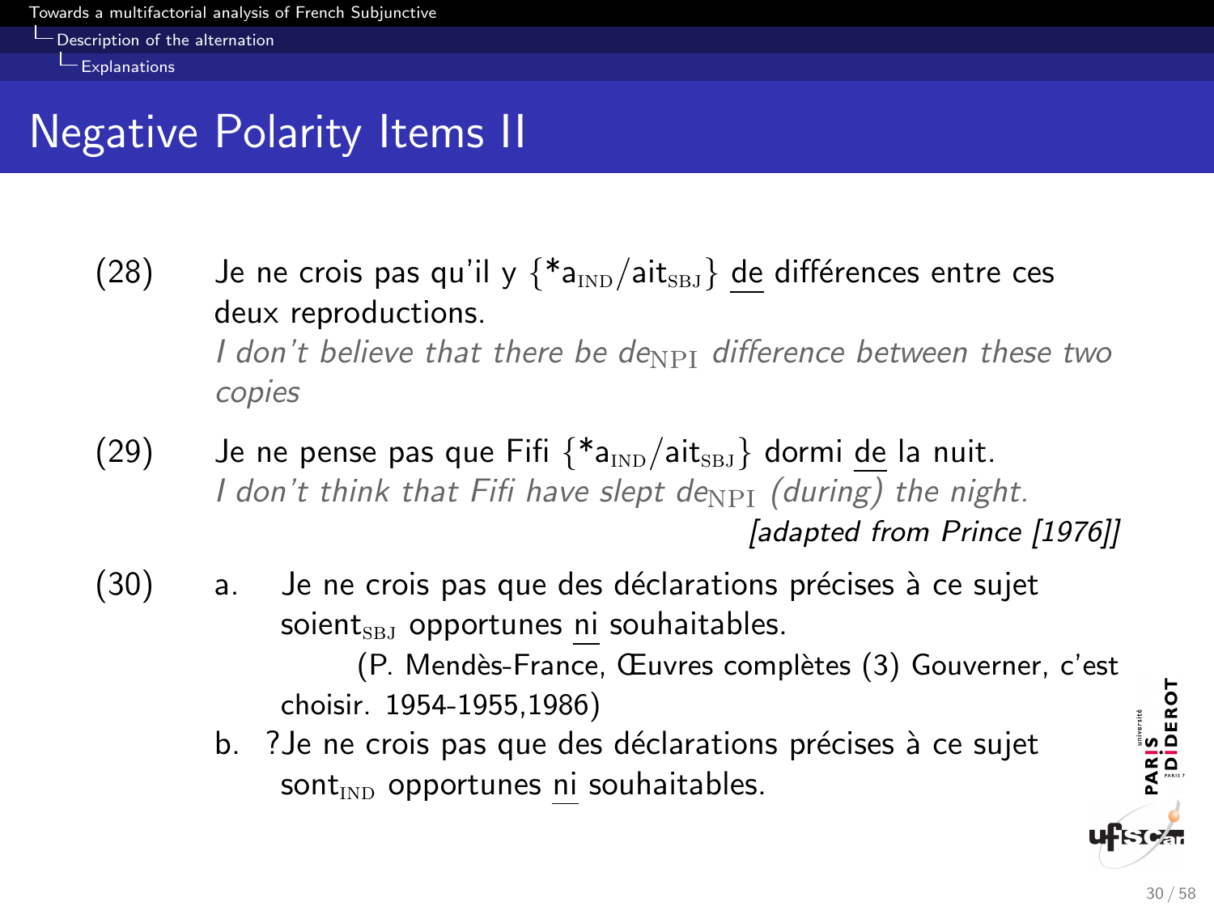# Negative Polarity Items II

(28) Je ne crois pas qu'il y {*a$_{\text{IND}}$/ait$_{\text{SBJ}}$} <u>de</u> différences entre ces deux reproductions.
*I don't believe that there be de$_{\text{NPI}}$ difference between these two copies*

(29) Je ne pense pas que Fifi {*a$_{\text{IND}}$/ait$_{\text{SBJ}}$} dormi <u>de</u> la nuit.
*I don't think that Fifi have slept de$_{\text{NPI}}$ (during) the night.*
*[adapted from Prince [1976]]*

(30)
a. Je ne crois pas que des déclarations précises à ce sujet soient$_{\text{SBJ}}$ opportunes <u>ni</u> souhaitables.
(P. Mendès-France, Œuvres complètes (3) Gouverner, c'est choisir. 1954-1955,1986)

b. ?Je ne crois pas que des déclarations précises à ce sujet sont$_{\text{IND}}$ opportunes <u>ni</u> souhaitables.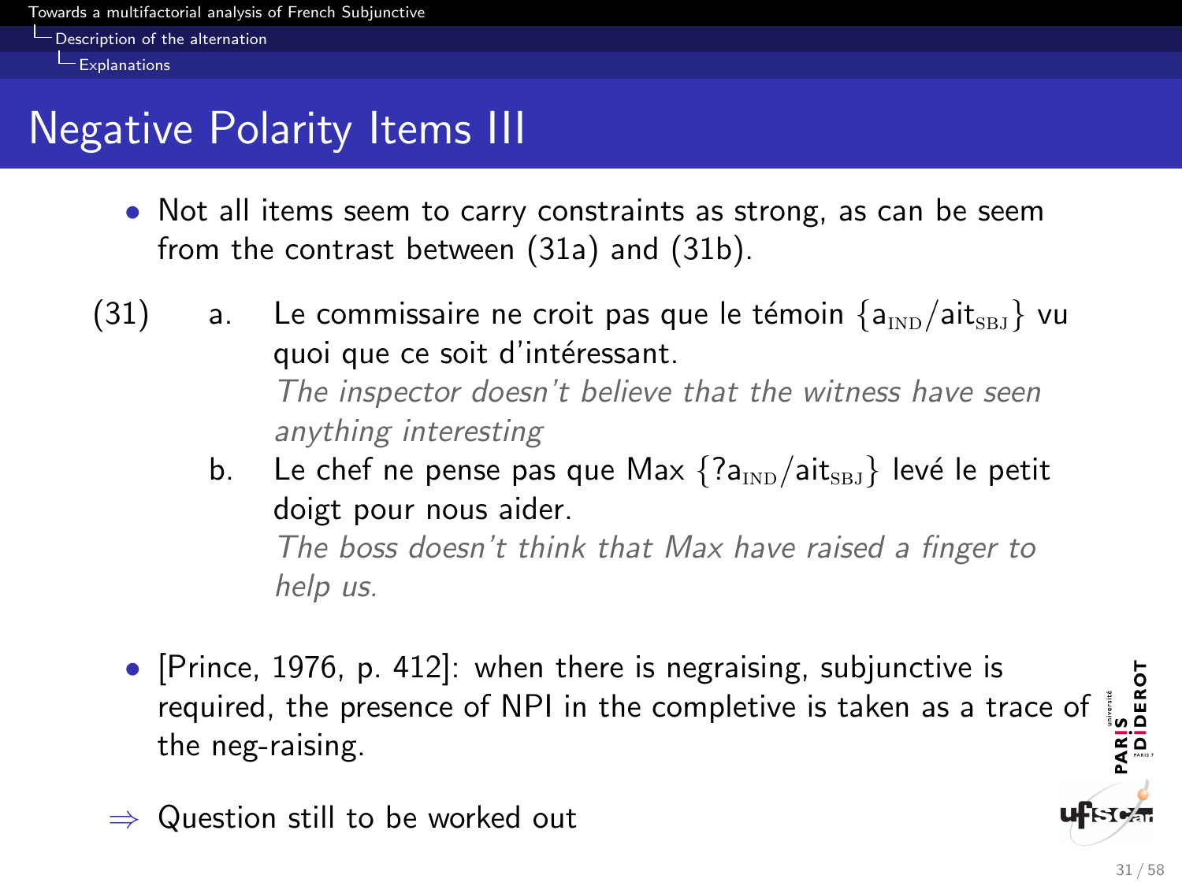# Negative Polarity Items III

- Not all items seem to carry constraints as strong, as can be seem from the contrast between (31a) and (31b).

(31) a. Le commissaire ne croit pas que le témoin {$\text{a}_{\text{IND}}$/$\text{ait}_{\text{SBJ}}$} vu quoi que ce soit d'intéressant.
*The inspector doesn't believe that the witness have seen anything interesting*

b. Le chef ne pense pas que Max {?$\text{a}_{\text{IND}}$/$\text{ait}_{\text{SBJ}}$} levé le petit doigt pour nous aider.
*The boss doesn't think that Max have raised a finger to help us.*

- [Prince, 1976, p. 412]: when there is negraising, subjunctive is required, the presence of NPI in the completive is taken as a trace of the neg-raising.

⇒ Question still to be worked out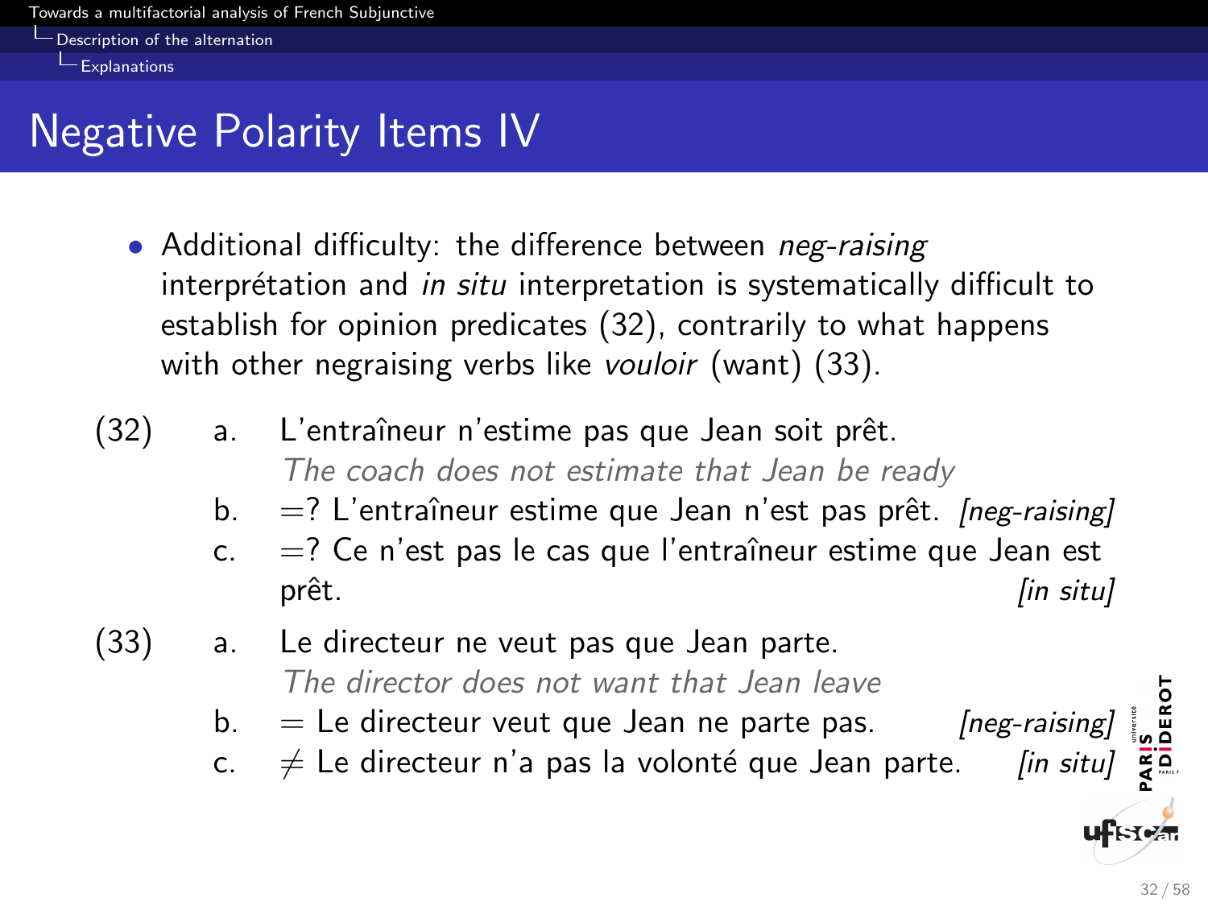# Negative Polarity Items IV

- Additional difficulty: the difference between *neg-raising* interprétation and *in situ* interpretation is systematically difficult to establish for opinion predicates (32), contrarily to what happens with other negraising verbs like *vouloir* (want) (33).

(32)
a. L'entraîneur n'estime pas que Jean soit prêt.
   *The coach does not estimate that Jean be ready*
b. =? L'entraîneur estime que Jean n'est pas prêt. *[neg-raising]*
c. =? Ce n'est pas le cas que l'entraîneur estime que Jean est prêt. *[in situ]*

(33)
a. Le directeur ne veut pas que Jean parte.
   *The director does not want that Jean leave*
b. = Le directeur veut que Jean ne parte pas. *[neg-raising]*
c. ≠ Le directeur n'a pas la volonté que Jean parte. *[in situ]*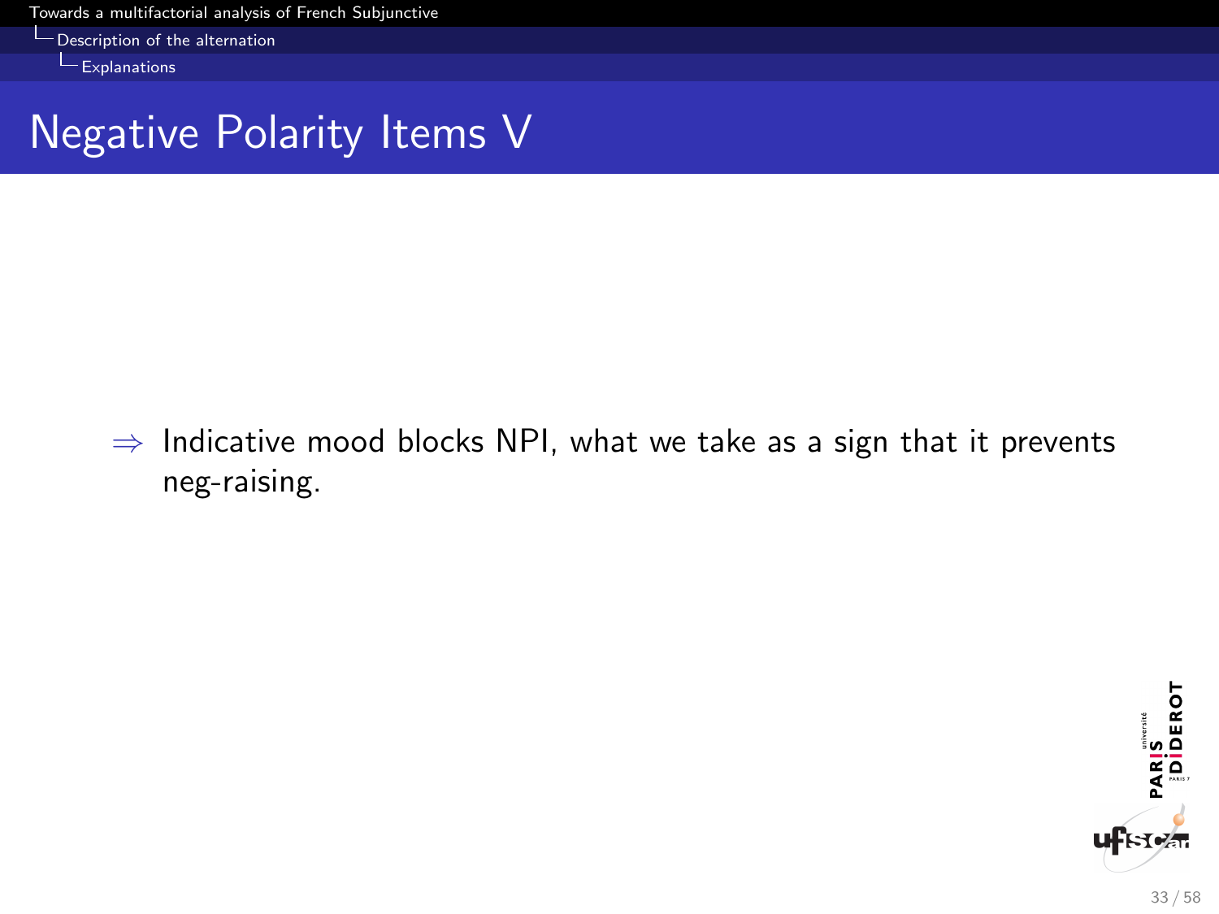# Negative Polarity Items V

$\Rightarrow$ Indicative mood blocks NPI, what we take as a sign that it prevents neg-raising.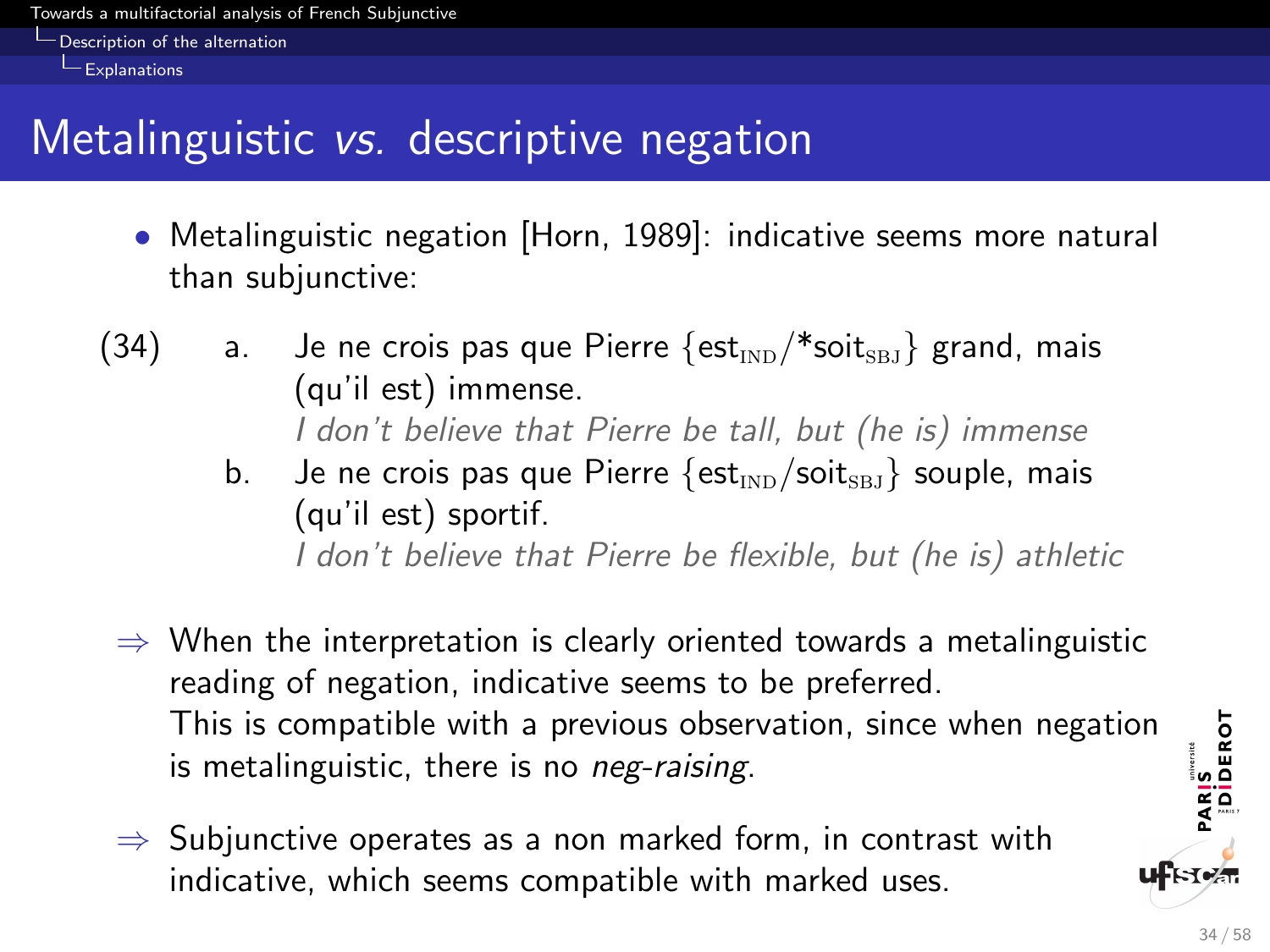# Metalinguistic *vs.* descriptive negation

- Metalinguistic negation [Horn, 1989]: indicative seems more natural than subjunctive:

(34) a. Je ne crois pas que Pierre {est$_{\text{IND}}$/*soit$_{\text{SBJ}}$} grand, mais (qu'il est) immense.
*I don't believe that Pierre be tall, but (he is) immense*

b. Je ne crois pas que Pierre {est$_{\text{IND}}$/soit$_{\text{SBJ}}$} souple, mais (qu'il est) sportif.
*I don't believe that Pierre be flexible, but (he is) athletic*

⇒ When the interpretation is clearly oriented towards a metalinguistic reading of negation, indicative seems to be preferred.
This is compatible with a previous observation, since when negation is metalinguistic, there is no *neg-raising*.

⇒ Subjunctive operates as a non marked form, in contrast with indicative, which seems compatible with marked uses.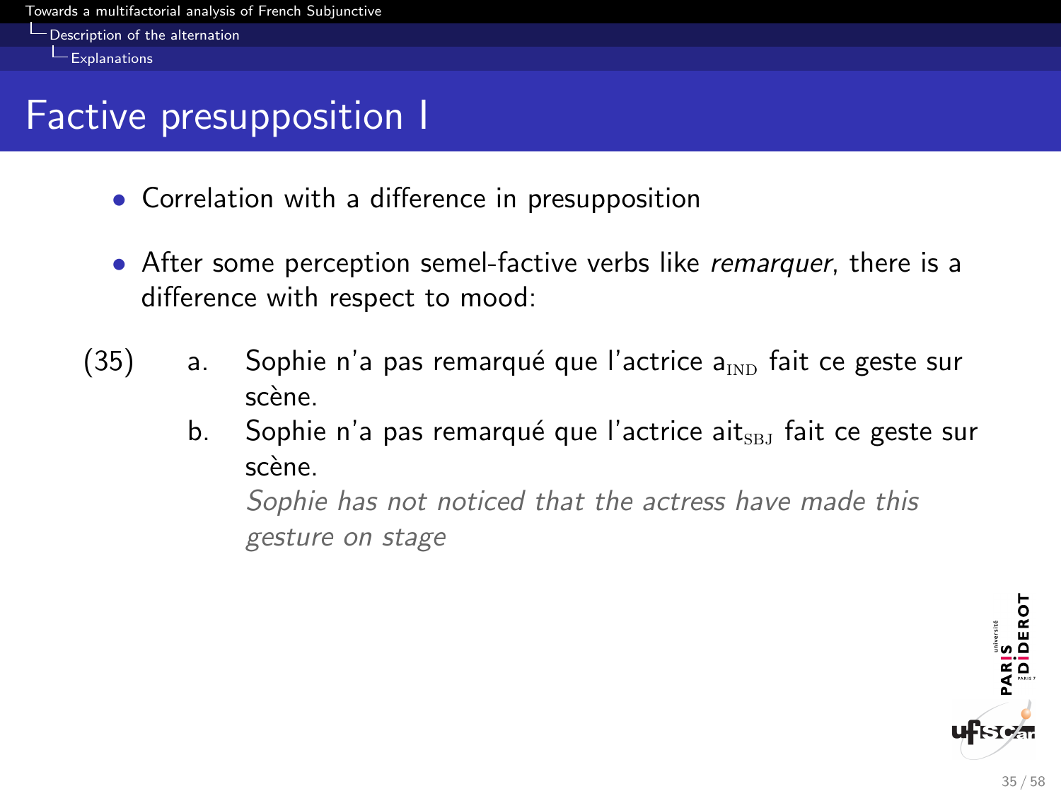# Factive presupposition I

- Correlation with a difference in presupposition
- After some perception semel-factive verbs like *remarquer*, there is a difference with respect to mood:

(35)

a. Sophie n'a pas remarqué que l'actrice $\text{a}_{\text{IND}}$ fait ce geste sur scène.

b. Sophie n'a pas remarqué que l'actrice $\text{ait}_{\text{SBJ}}$ fait ce geste sur scène.

*Sophie has not noticed that the actress have made this gesture on stage*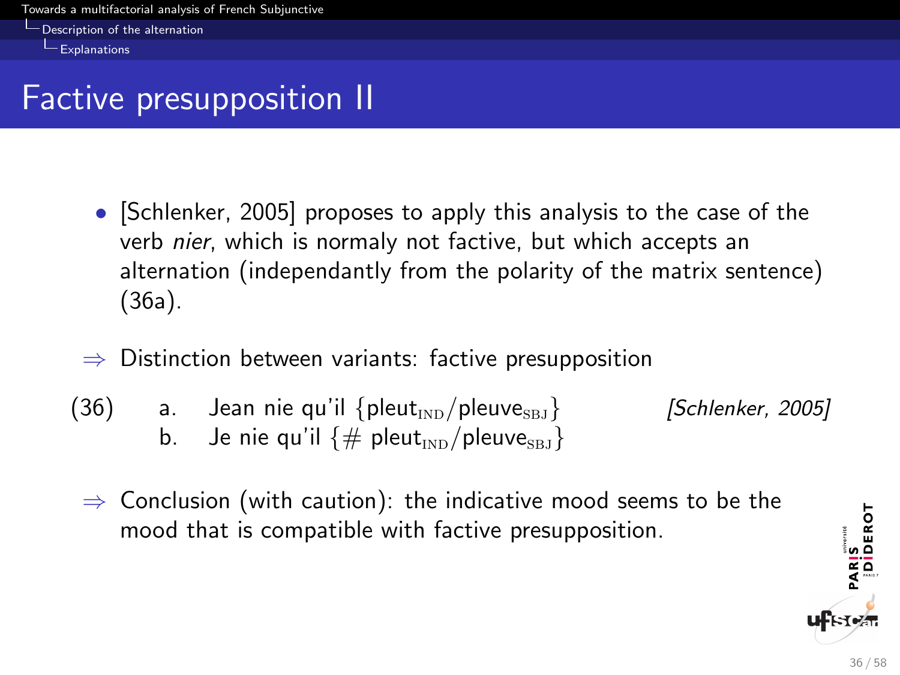# Factive presupposition II

- [Schlenker, 2005] proposes to apply this analysis to the case of the verb *nier*, which is normaly not factive, but which accepts an alternation (independantly from the polarity of the matrix sentence) (36a).

⇒ Distinction between variants: factive presupposition

(36) a. Jean nie qu'il {pleut$_{\text{IND}}$/pleuve$_{\text{SBJ}}$} *[Schlenker, 2005]*
b. Je nie qu'il {# pleut$_{\text{IND}}$/pleuve$_{\text{SBJ}}$}

⇒ Conclusion (with caution): the indicative mood seems to be the mood that is compatible with factive presupposition.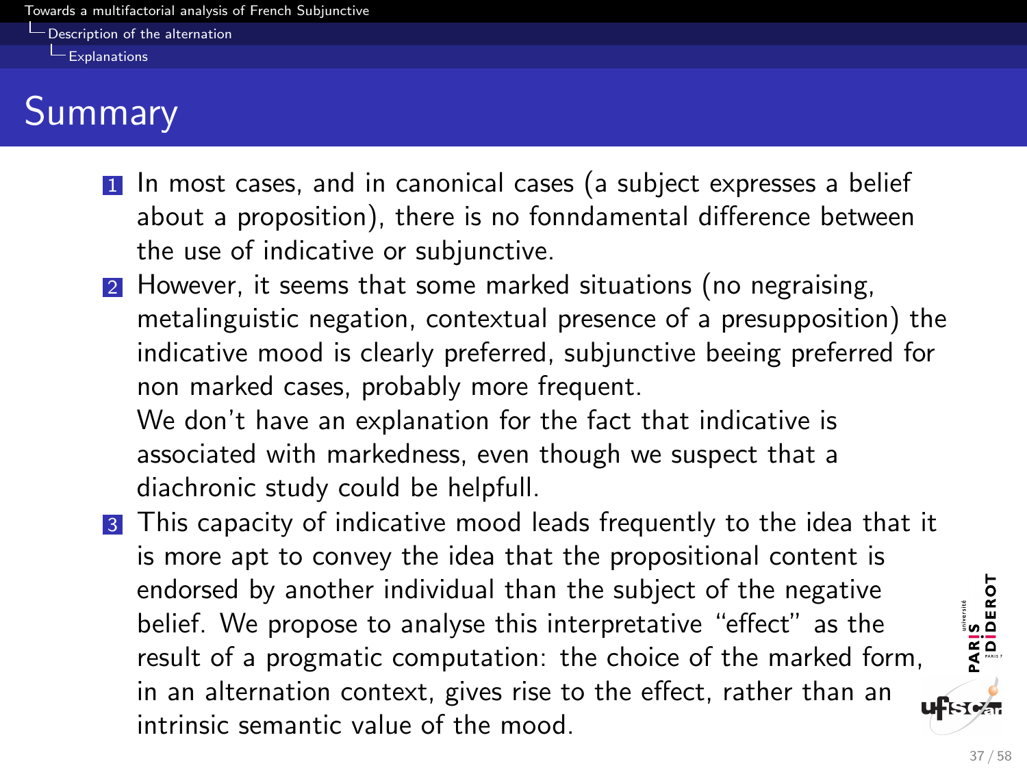# Summary

1. In most cases, and in canonical cases (a subject expresses a belief about a proposition), there is no fonndamental difference between the use of indicative or subjunctive.
2. However, it seems that some marked situations (no negraising, metalinguistic negation, contextual presence of a presupposition) the indicative mood is clearly preferred, subjunctive beeing preferred for non marked cases, probably more frequent.
   We don't have an explanation for the fact that indicative is associated with markedness, even though we suspect that a diachronic study could be helpfull.
3. This capacity of indicative mood leads frequently to the idea that it is more apt to convey the idea that the propositional content is endorsed by another individual than the subject of the negative belief. We propose to analyse this interpretative "effect" as the result of a progmatic computation: the choice of the marked form, in an alternation context, gives rise to the effect, rather than an intrinsic semantic value of the mood.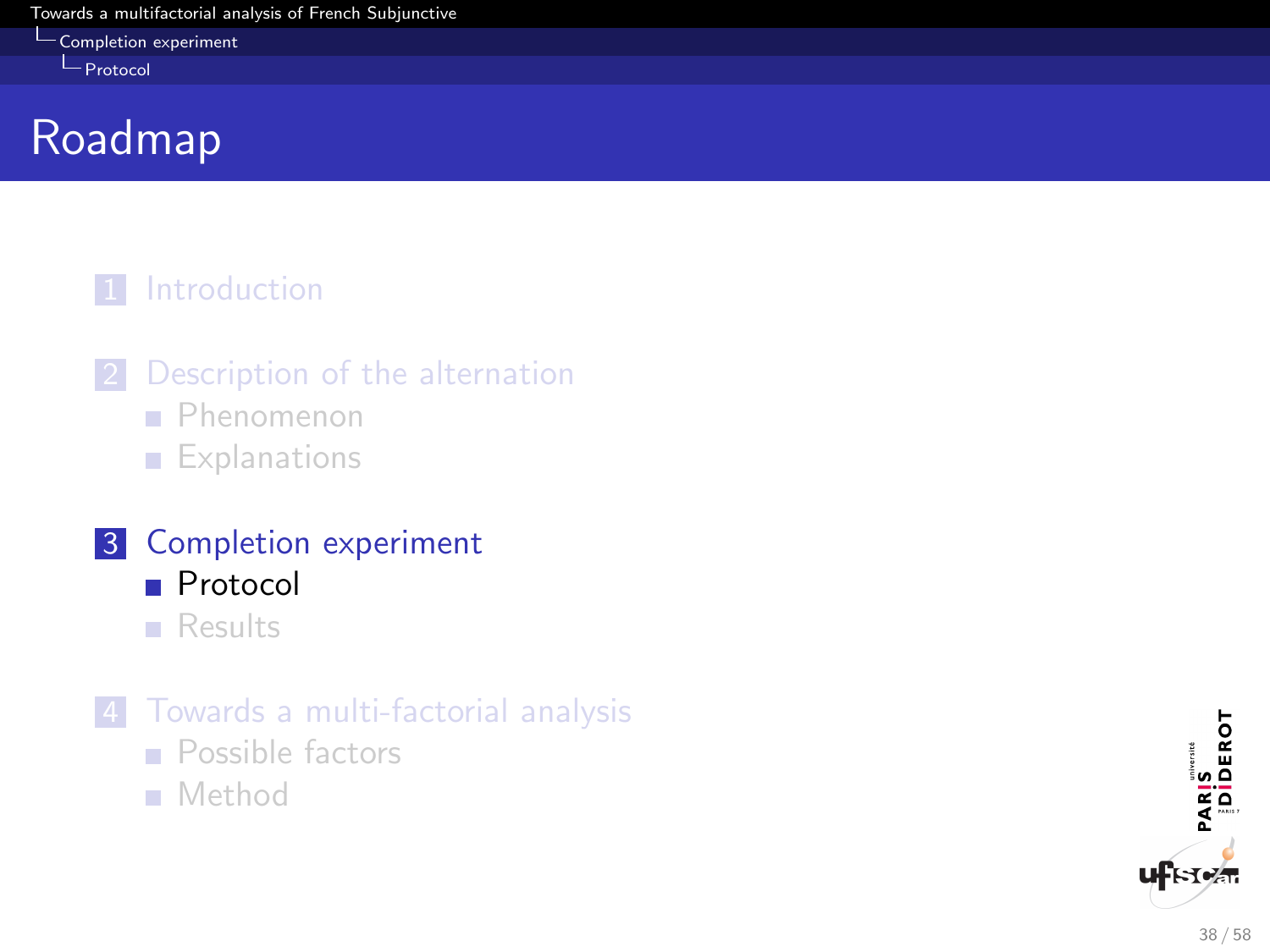# Roadmap

1. Introduction
2. Description of the alternation
   - Phenomenon
   - Explanations
3. Completion experiment
   - Protocol
   - Results
4. Towards a multi-factorial analysis
   - Possible factors
   - Method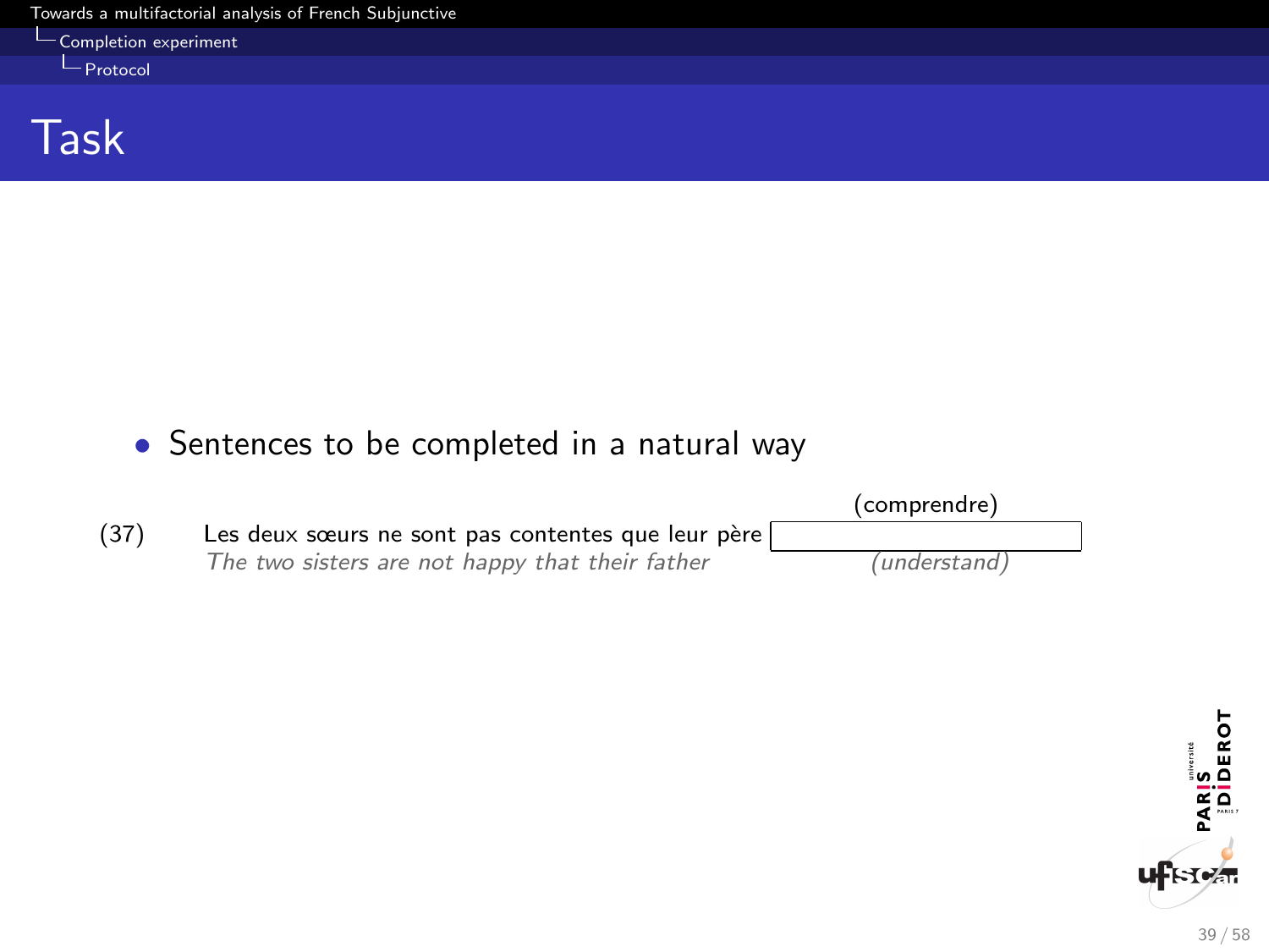# Task

- Sentences to be completed in a natural way

(37) Les deux sœurs ne sont pas contentes que leur père [ ] (comprendre)
*The two sisters are not happy that their father (understand)*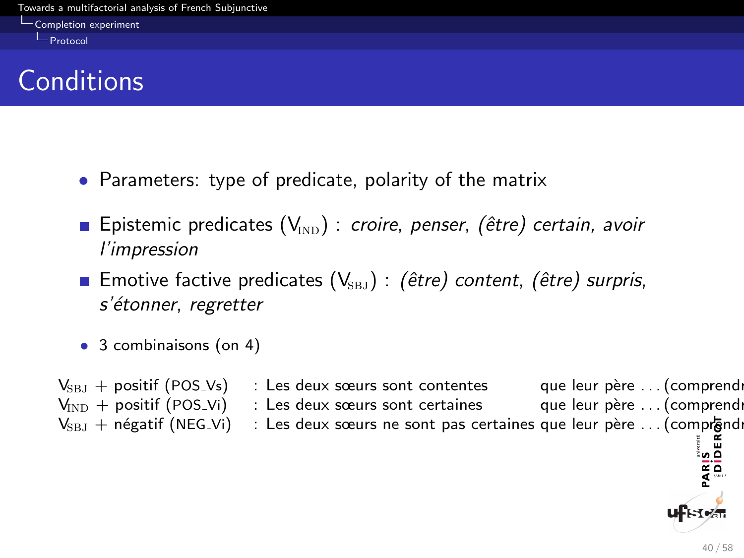# Conditions

- Parameters: type of predicate, polarity of the matrix

  - Epistemic predicates ($V_{IND}$) : *croire*, *penser*, *(être) certain*, *avoir l'impression*
  - Emotive factive predicates ($V_{SBJ}$) : *(être) content*, *(être) surpris*, *s'étonner*, *regretter*

- 3 combinaisons (on 4)

| | | | |
|---|---|---|---|
| $V_{SBJ}$ + positif (POS_Vs) | : Les deux sœurs sont contentes | que leur père . . . | (comprendr |
| $V_{IND}$ + positif (POS_Vi) | : Les deux sœurs sont certaines | que leur père . . . | (comprendr |
| $V_{SBJ}$ + négatif (NEG_Vi) | : Les deux sœurs ne sont pas certaines | que leur père . . . | (comprendr |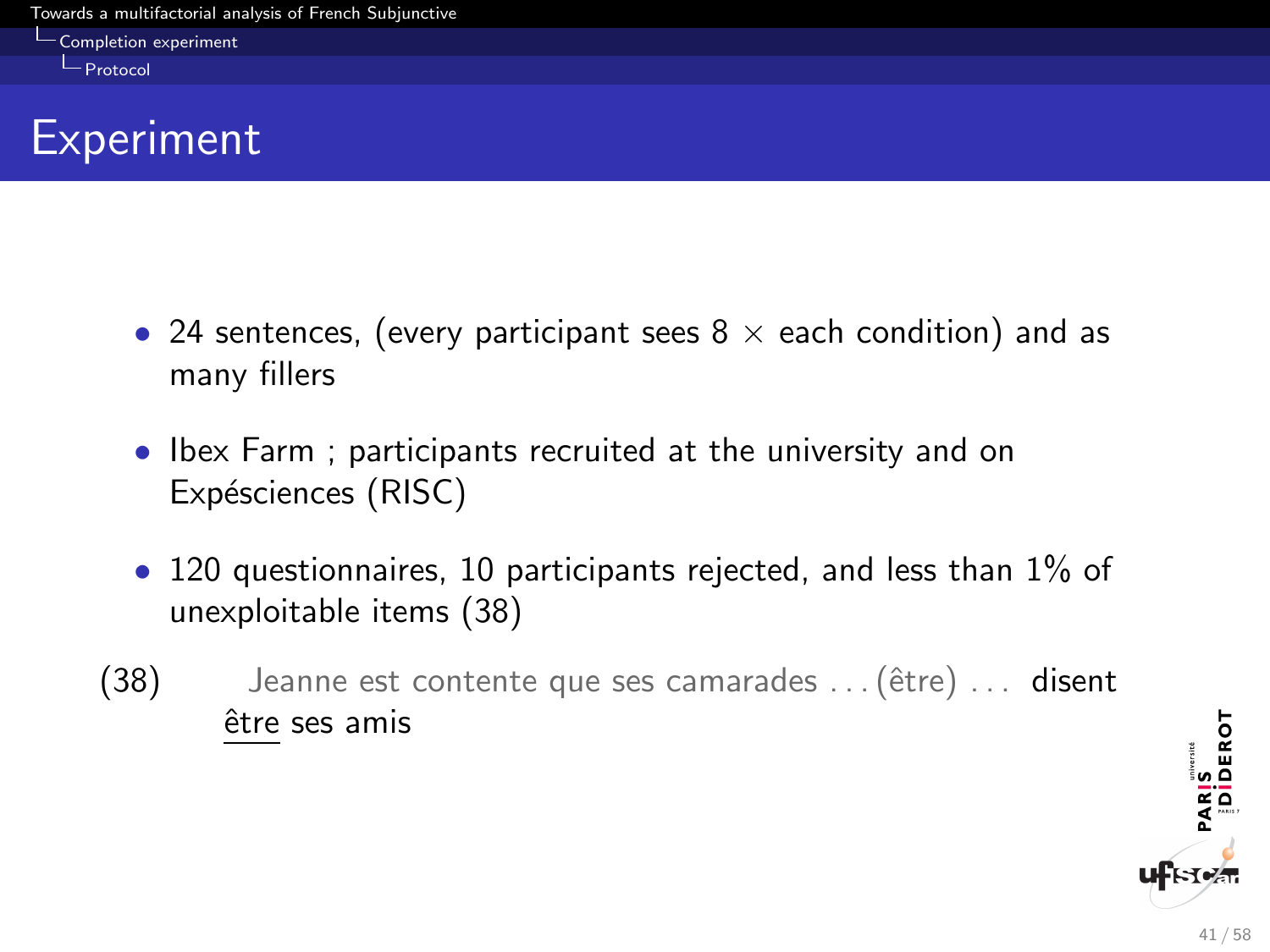# Experiment

- 24 sentences, (every participant sees 8 × each condition) and as many fillers
- Ibex Farm ; participants recruited at the university and on Expésciences (RISC)
- 120 questionnaires, 10 participants rejected, and less than 1% of unexploitable items (38)

(38) Jeanne est contente que ses camarades . . . (être) . . . disent être ses amis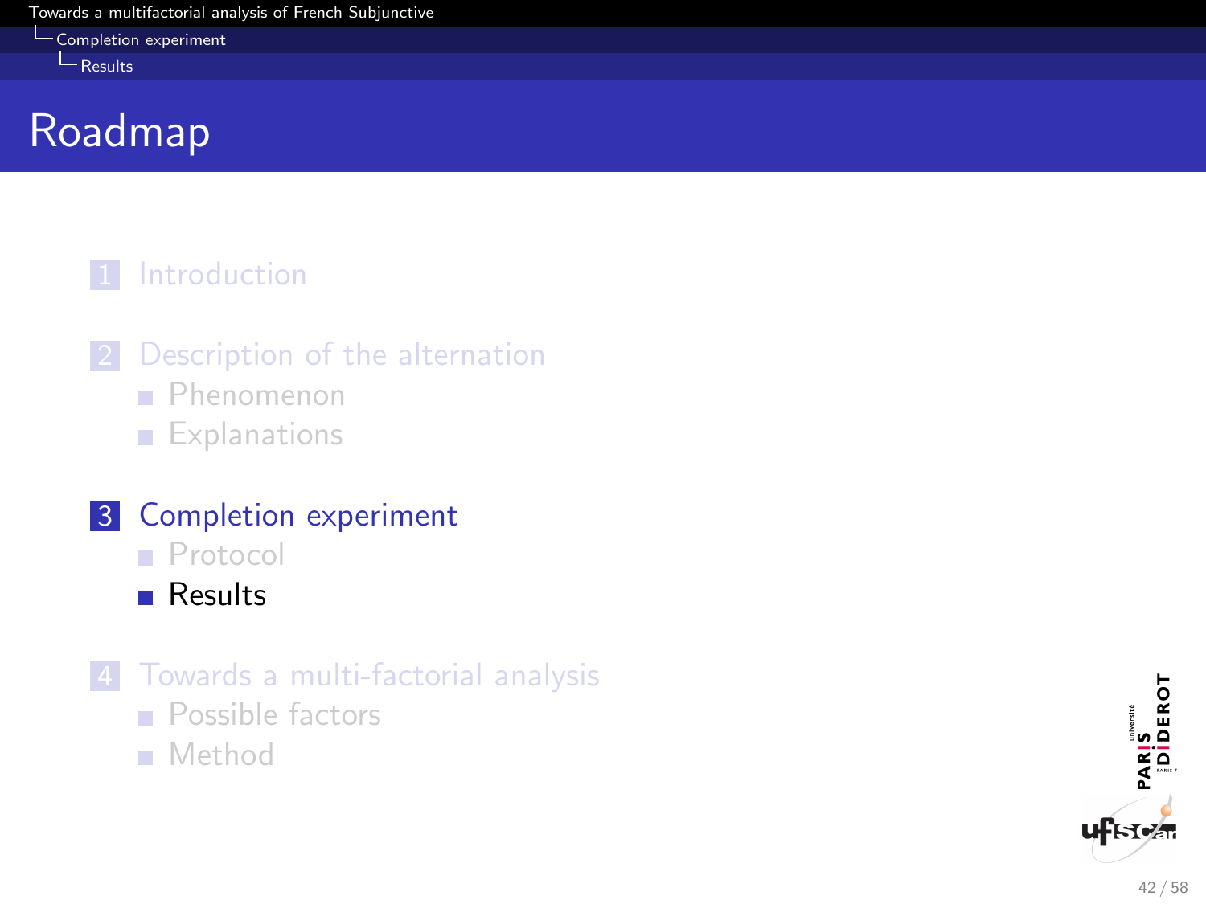# Roadmap

1. Introduction
2. Description of the alternation
   - Phenomenon
   - Explanations
3. Completion experiment
   - Protocol
   - Results
4. Towards a multi-factorial analysis
   - Possible factors
   - Method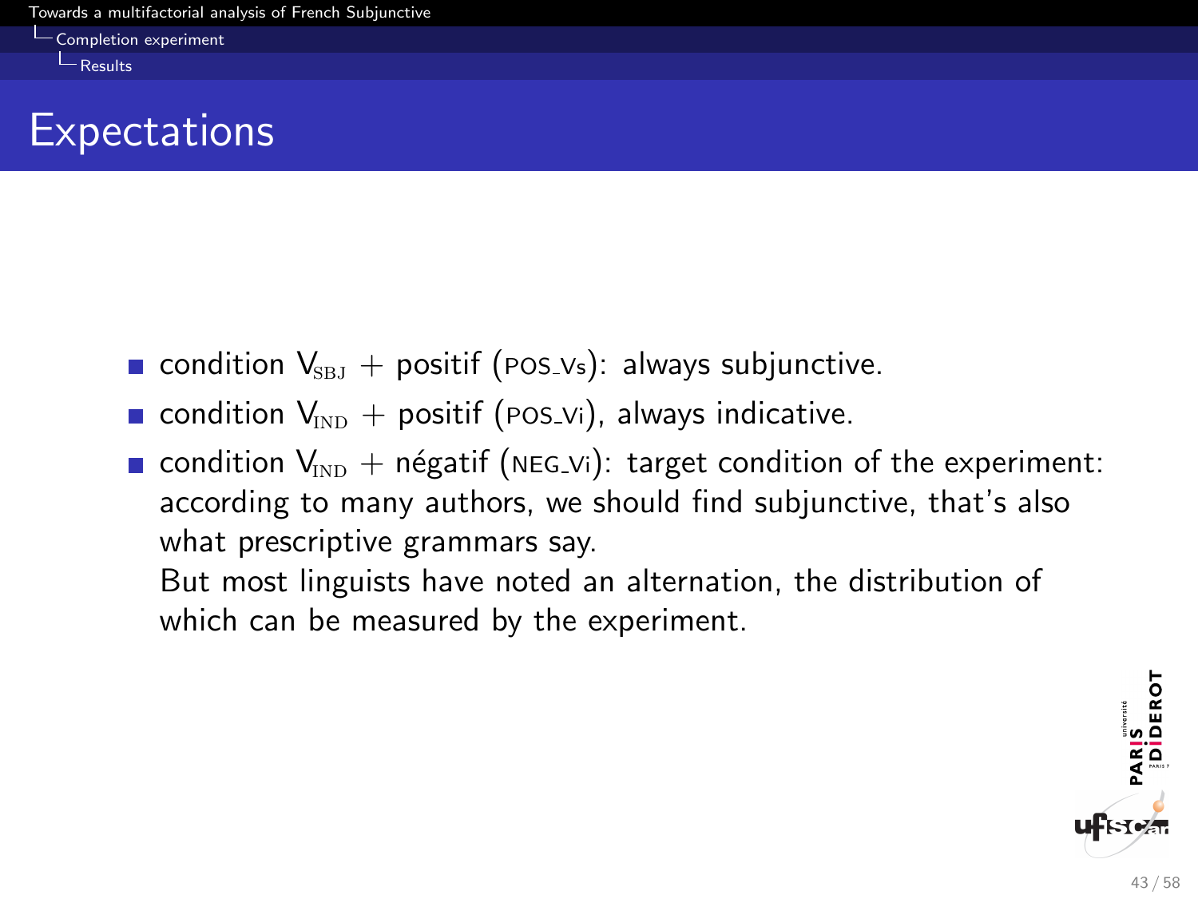## Expectations

- condition $V_{SBJ}$ + positif (POS_Vs): always subjunctive.
- condition $V_{IND}$ + positif (POS_Vi), always indicative.
- condition $V_{IND}$ + négatif (NEG_Vi): target condition of the experiment: according to many authors, we should find subjunctive, that's also what prescriptive grammars say.
  But most linguists have noted an alternation, the distribution of which can be measured by the experiment.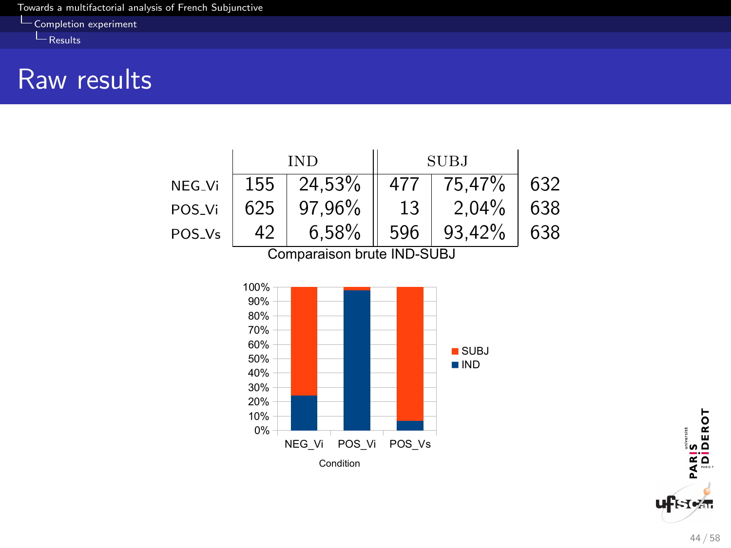# Raw results

| | IND | | SUBJ | | |
|---|---|---|---|---|---|
| NEG_Vi | 155 | 24,53% | 477 | 75,47% | 632 |
| POS_Vi | 625 | 97,96% | 13 | 2,04% | 638 |
| POS_Vs | 42 | 6,58% | 596 | 93,42% | 638 |

Comparaison brute IND-SUBJ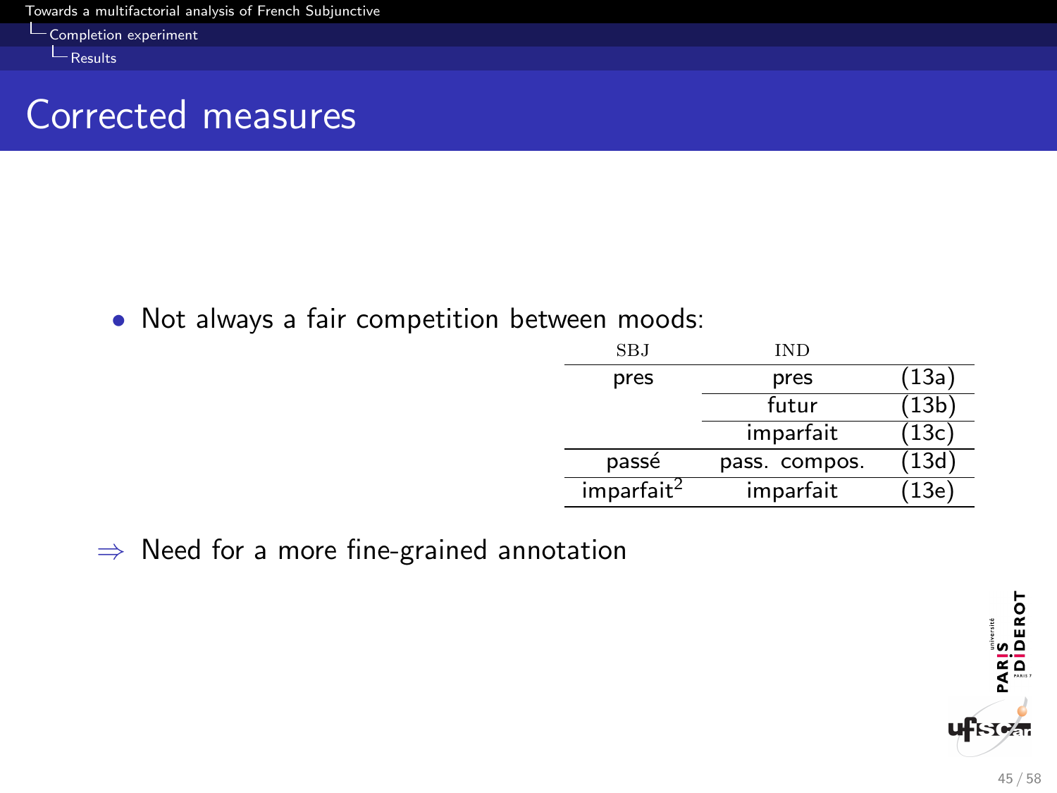# Corrected measures

- Not always a fair competition between moods:

| SBJ | IND | |
|---|---|---|
| pres | pres | (13a) |
| | futur | (13b) |
| | imparfait | (13c) |
| passé | pass. compos. | (13d) |
| imparfait[2] | imparfait | (13e) |

⇒ Need for a more fine-grained annotation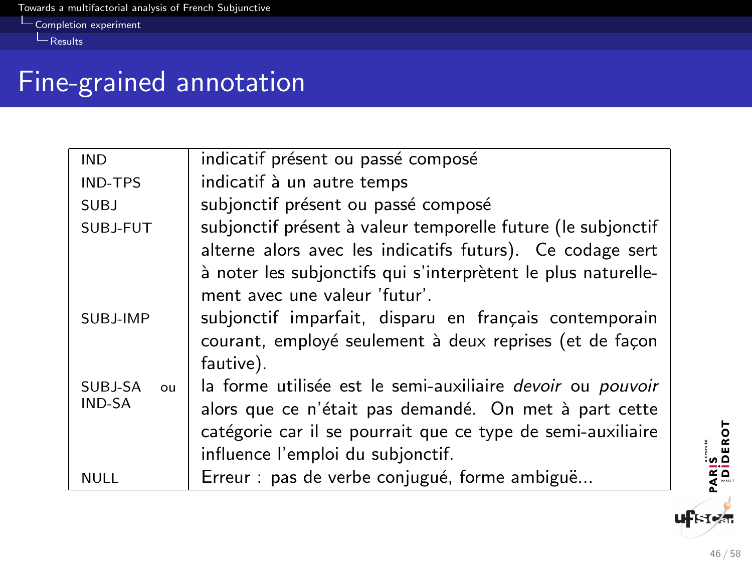# Fine-grained annotation

| | |
|---|---|
| IND | indicatif présent ou passé composé |
| IND-TPS | indicatif à un autre temps |
| SUBJ | subjonctif présent ou passé composé |
| SUBJ-FUT | subjonctif présent à valeur temporelle future (le subjonctif alterne alors avec les indicatifs futurs). Ce codage sert à noter les subjonctifs qui s'interprètent le plus naturellement avec une valeur 'futur'. |
| SUBJ-IMP | subjonctif imparfait, disparu en français contemporain courant, employé seulement à deux reprises (et de façon fautive). |
| SUBJ-SA ou IND-SA | la forme utilisée est le semi-auxiliaire *devoir* ou *pouvoir* alors que ce n'était pas demandé. On met à part cette catégorie car il se pourrait que ce type de semi-auxiliaire influence l'emploi du subjonctif. |
| NULL | Erreur : pas de verbe conjugué, forme ambiguë... |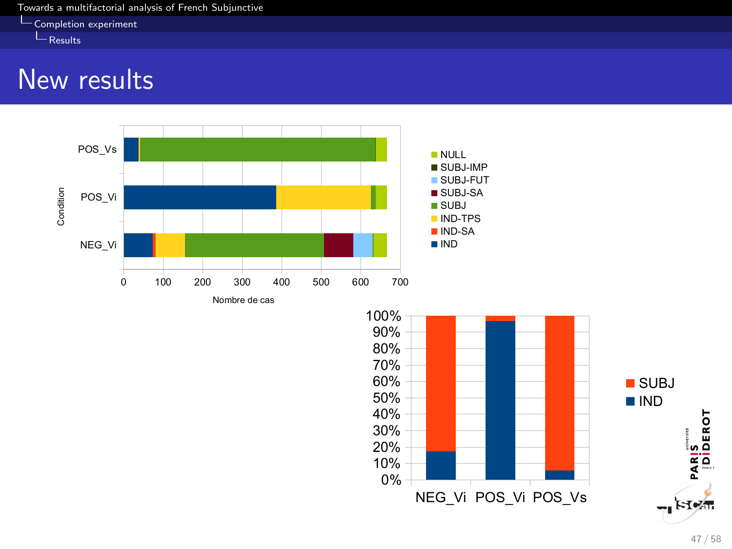# New results

POS_Vs
POS_Vi
NEG_Vi

Condition

0 100 200 300 400 500 600 700

Nombre de cas

- NULL
- SUBJ-IMP
- SUBJ-FUT
- SUBJ-SA
- SUBJ
- IND-TPS
- IND-SA
- IND

100%
90%
80%
70%
60%
50%
40%
30%
20%
10%
0%

NEG_Vi POS_Vi POS_Vs

- SUBJ
- IND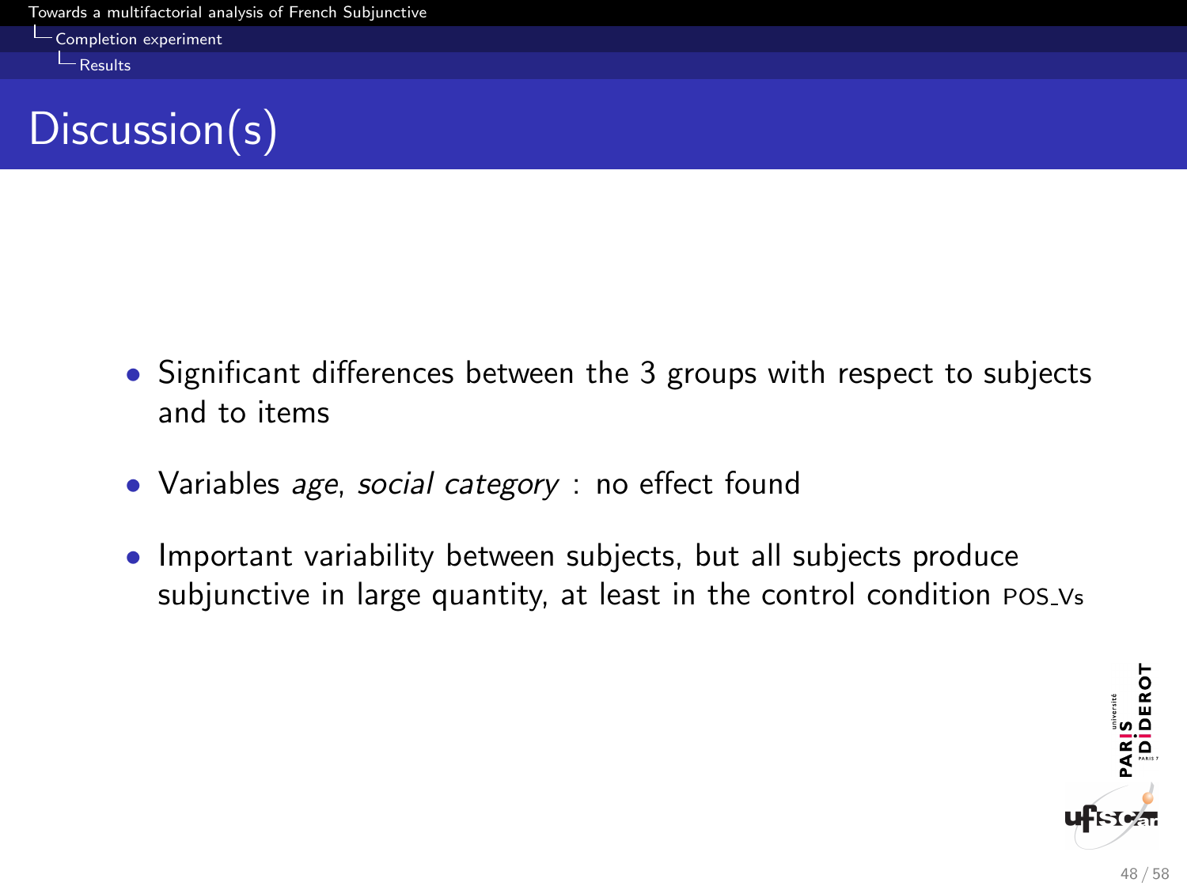# Discussion(s)

- Significant differences between the 3 groups with respect to subjects and to items
- Variables *age*, *social category* : no effect found
- Important variability between subjects, but all subjects produce subjunctive in large quantity, at least in the control condition POS_Vs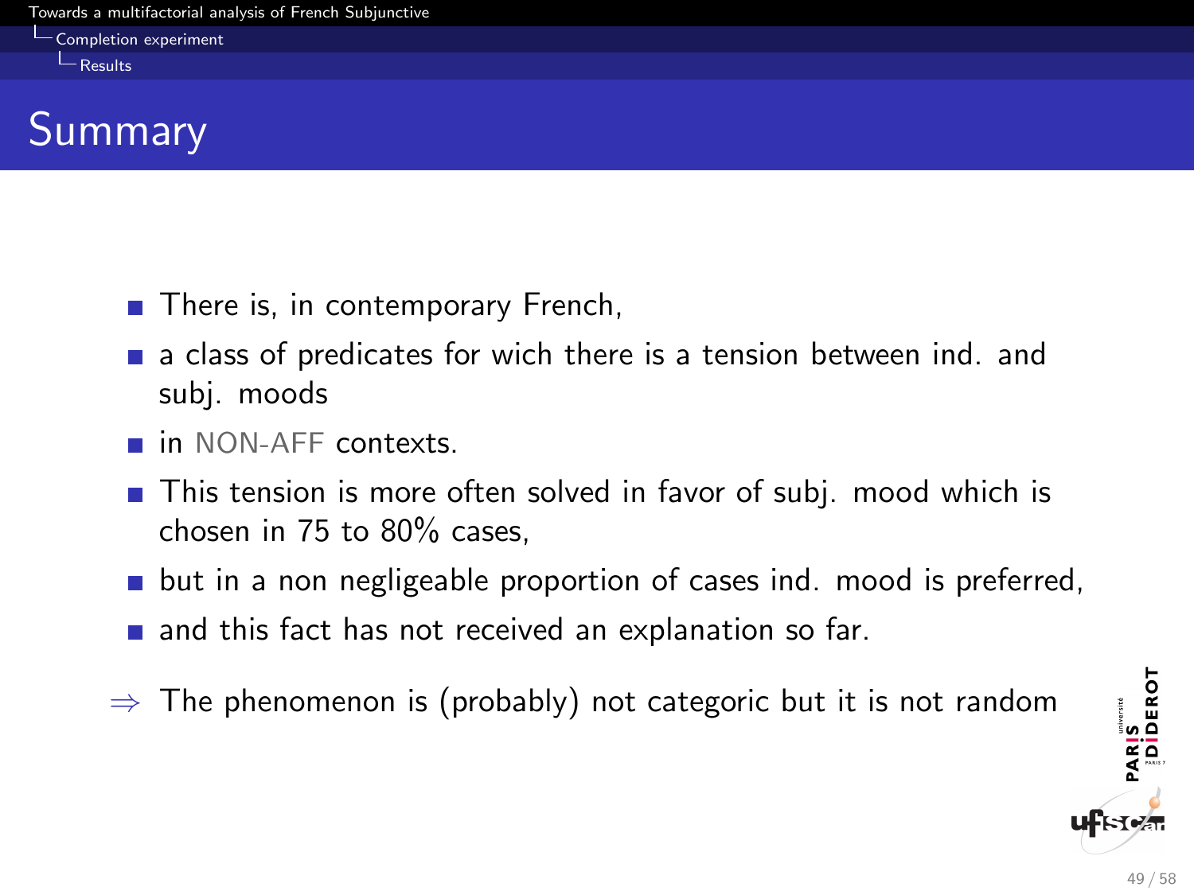# Summary

- There is, in contemporary French,
- a class of predicates for wich there is a tension between ind. and subj. moods
- in NON-AFF contexts.
- This tension is more often solved in favor of subj. mood which is chosen in 75 to 80% cases,
- but in a non negligeable proportion of cases ind. mood is preferred,
- and this fact has not received an explanation so far.

$\Rightarrow$ The phenomenon is (probably) not categoric but it is not random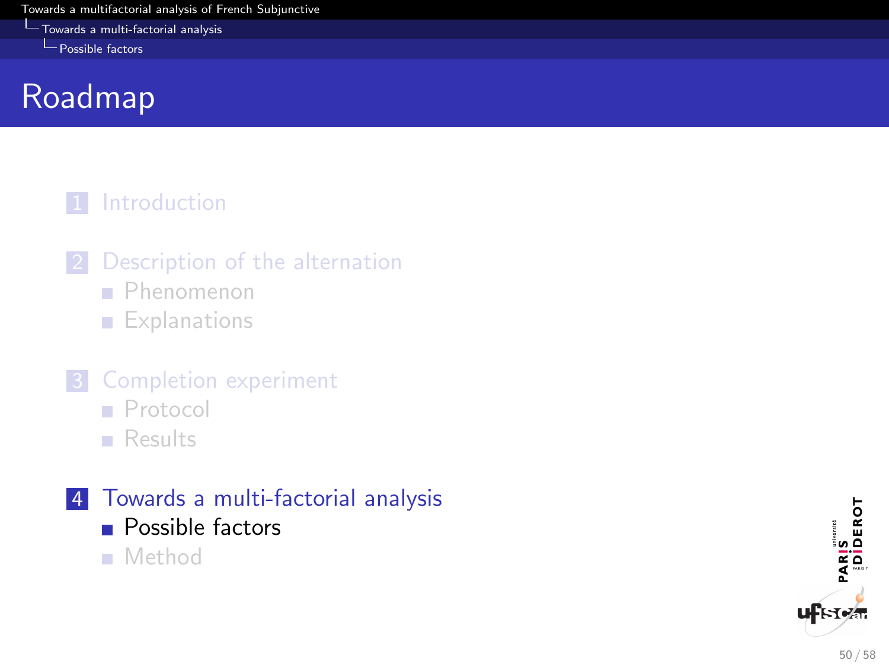# Roadmap

1. Introduction
2. Description of the alternation
   - Phenomenon
   - Explanations
3. Completion experiment
   - Protocol
   - Results
4. Towards a multi-factorial analysis
   - Possible factors
   - Method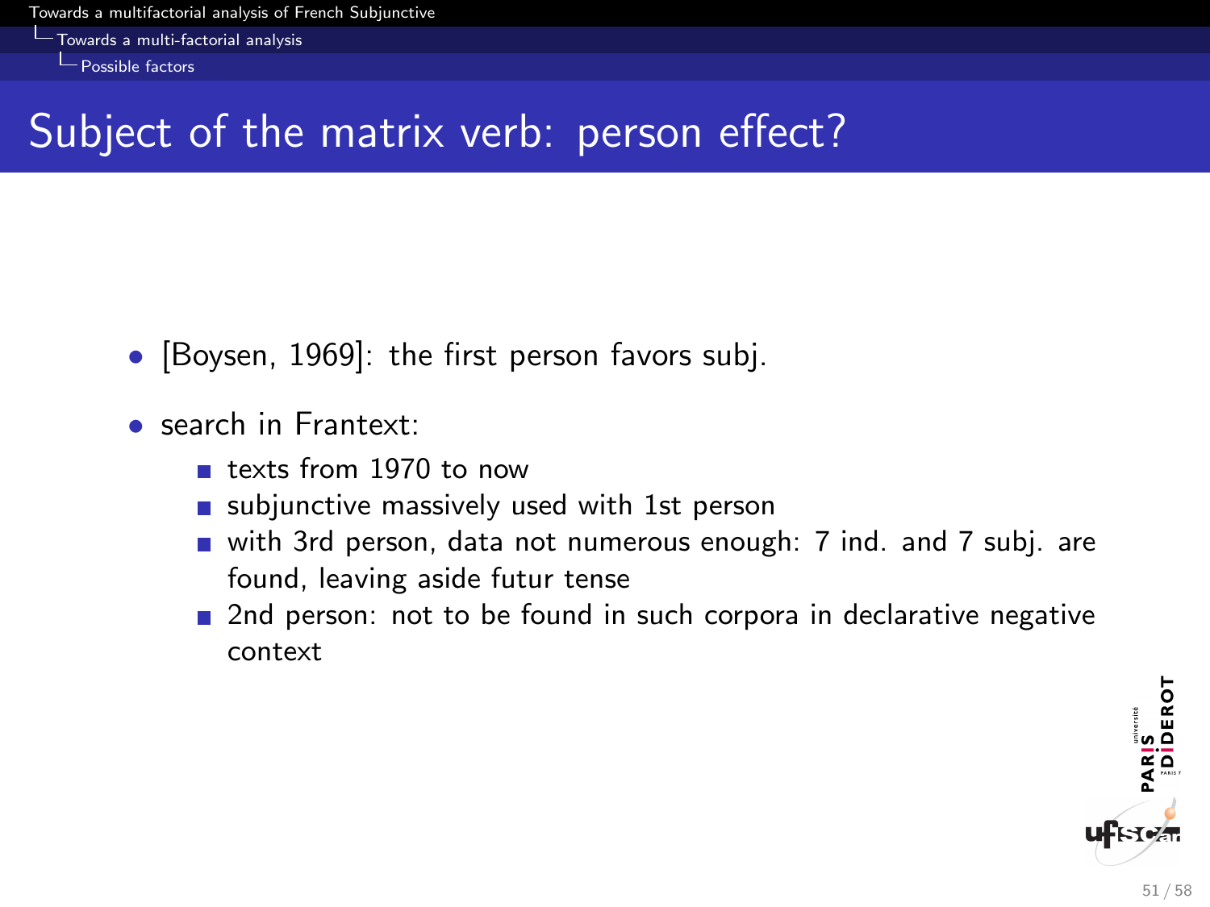# Subject of the matrix verb: person effect?

- [Boysen, 1969]: the first person favors subj.
- search in Frantext:
  - texts from 1970 to now
  - subjunctive massively used with 1st person
  - with 3rd person, data not numerous enough: 7 ind. and 7 subj. are found, leaving aside futur tense
  - 2nd person: not to be found in such corpora in declarative negative context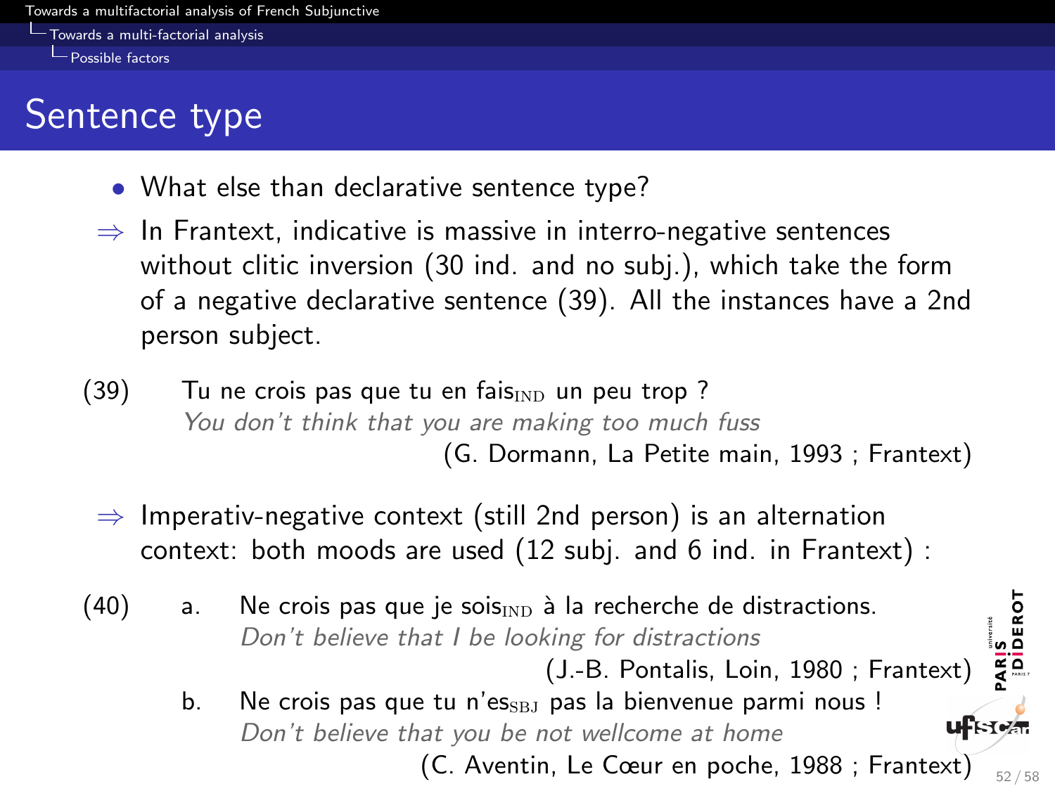# Sentence type

- What else than declarative sentence type?

⇒ In Frantext, indicative is massive in interro-negative sentences without clitic inversion (30 ind. and no subj.), which take the form of a negative declarative sentence (39). All the instances have a 2nd person subject.

(39) Tu ne crois pas que tu en fais$_{\text{IND}}$ un peu trop ?
*You don't think that you are making too much fuss*
(G. Dormann, La Petite main, 1993 ; Frantext)

⇒ Imperativ-negative context (still 2nd person) is an alternation context: both moods are used (12 subj. and 6 ind. in Frantext) :

(40) a. Ne crois pas que je sois$_{\text{IND}}$ à la recherche de distractions.
*Don't believe that I be looking for distractions*
(J.-B. Pontalis, Loin, 1980 ; Frantext)

b. Ne crois pas que tu n'es$_{\text{SBJ}}$ pas la bienvenue parmi nous !
*Don't believe that you be not wellcome at home*
(C. Aventin, Le Cœur en poche, 1988 ; Frantext)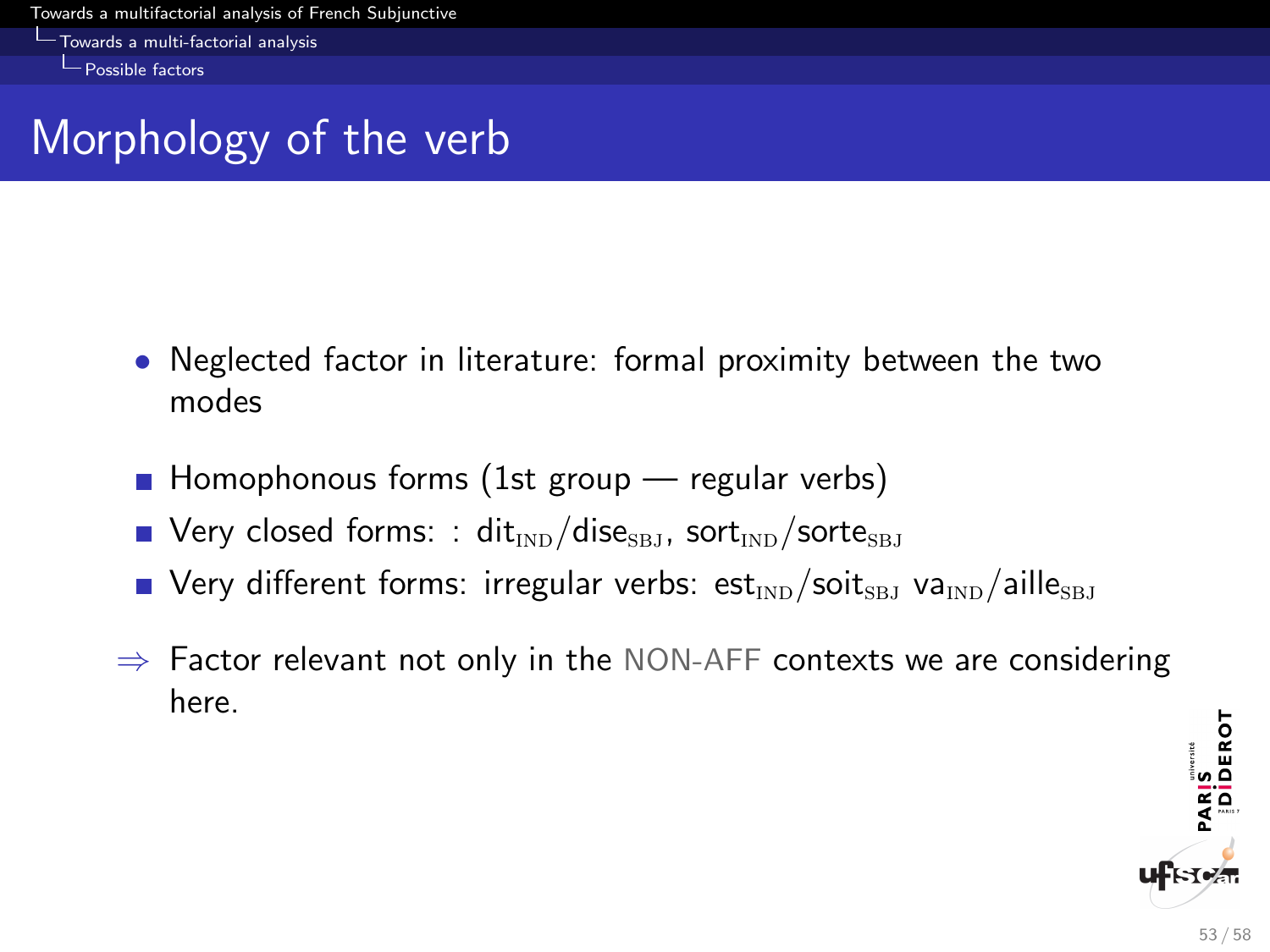## Morphology of the verb

- Neglected factor in literature: formal proximity between the two modes

- Homophonous forms (1st group — regular verbs)
- Very closed forms: : $\text{dit}_{\text{IND}}/\text{dise}_{\text{SBJ}}$, $\text{sort}_{\text{IND}}/\text{sorte}_{\text{SBJ}}$
- Very different forms: irregular verbs: $\text{est}_{\text{IND}}/\text{soit}_{\text{SBJ}}$ $\text{va}_{\text{IND}}/\text{aille}_{\text{SBJ}}$

⇒ Factor relevant not only in the NON-AFF contexts we are considering here.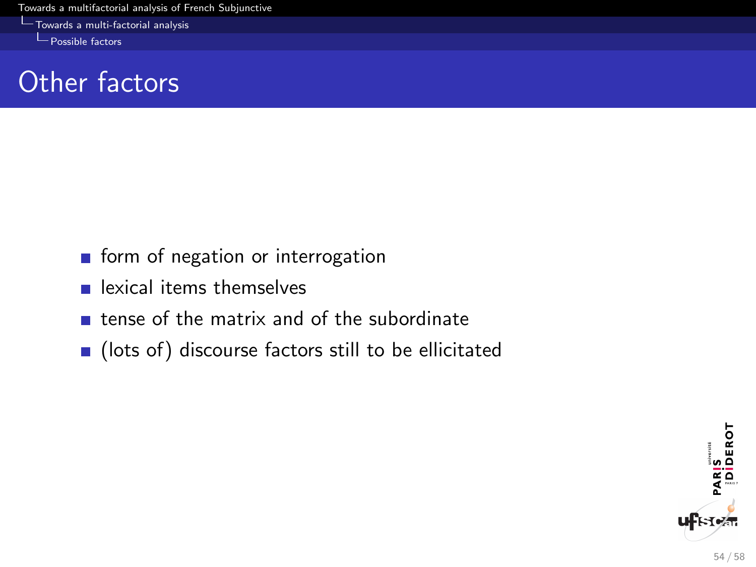# Other factors

- form of negation or interrogation
- lexical items themselves
- tense of the matrix and of the subordinate
- (lots of) discourse factors still to be ellicitated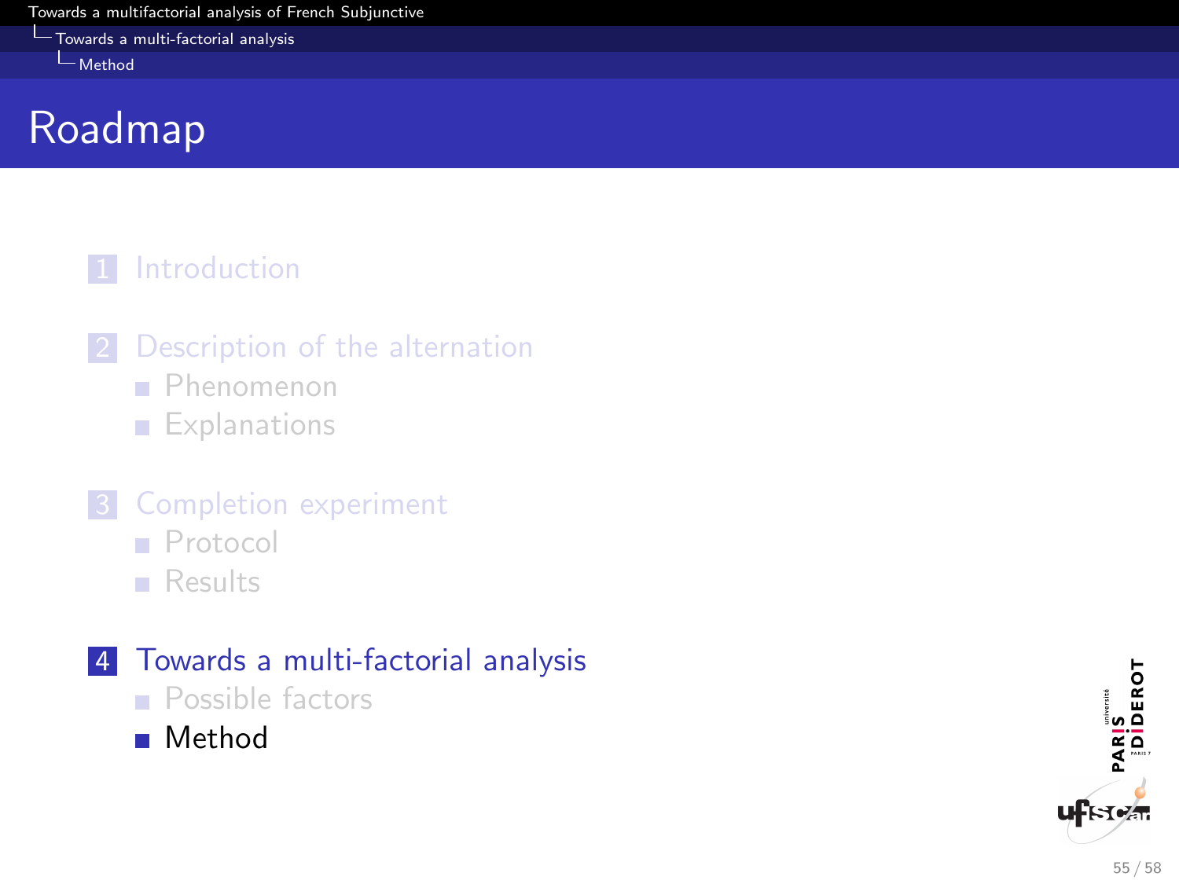# Roadmap

1. Introduction
2. Description of the alternation
   - Phenomenon
   - Explanations
3. Completion experiment
   - Protocol
   - Results
4. Towards a multi-factorial analysis
   - Possible factors
   - Method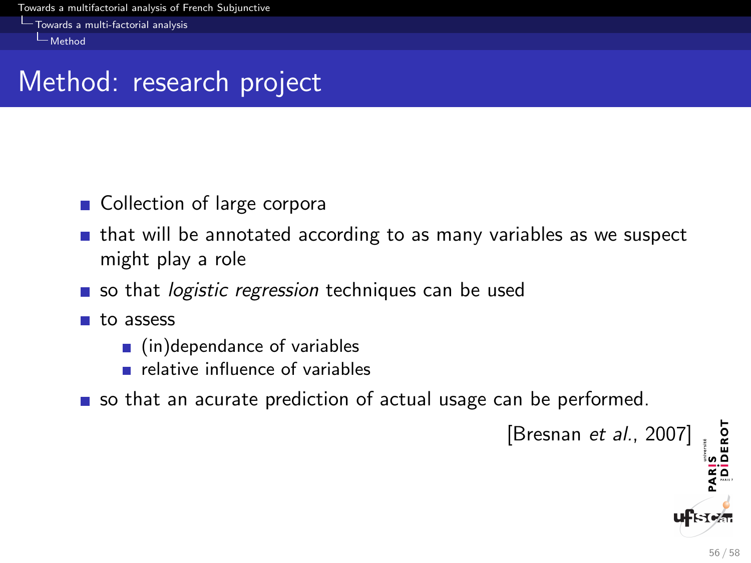# Method: research project

- Collection of large corpora
- that will be annotated according to as many variables as we suspect might play a role
- so that *logistic regression* techniques can be used
- to assess
  - (in)dependance of variables
  - relative influence of variables
- so that an acurate prediction of actual usage can be performed.

[Bresnan *et al.*, 2007]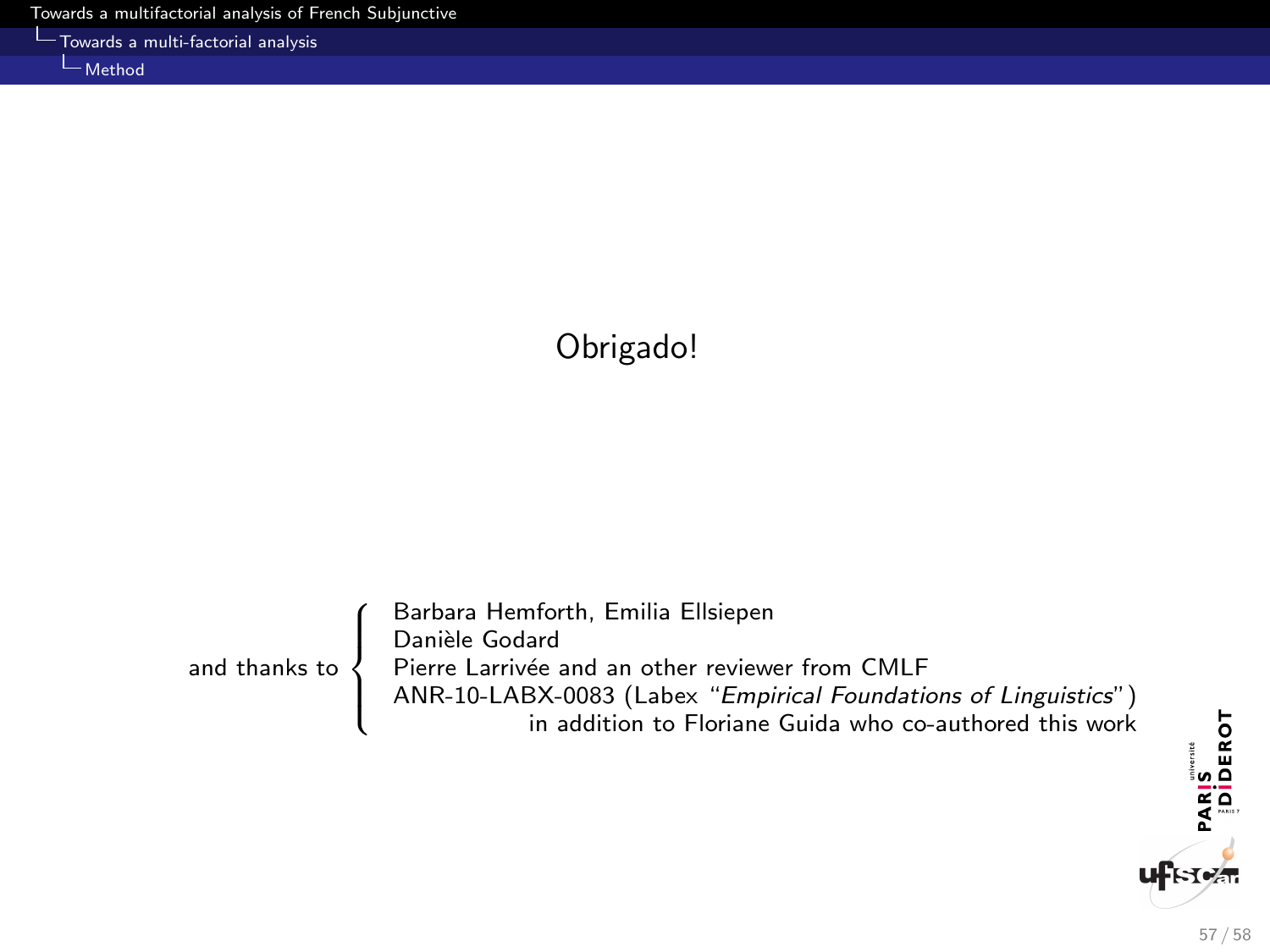Obrigado!

and thanks to

- Barbara Hemforth, Emilia Ellsiepen
- Danièle Godard
- Pierre Larrivée and an other reviewer from CMLF
- ANR-10-LABX-0083 (Labex "*Empirical Foundations of Linguistics*")

in addition to Floriane Guida who co-authored this work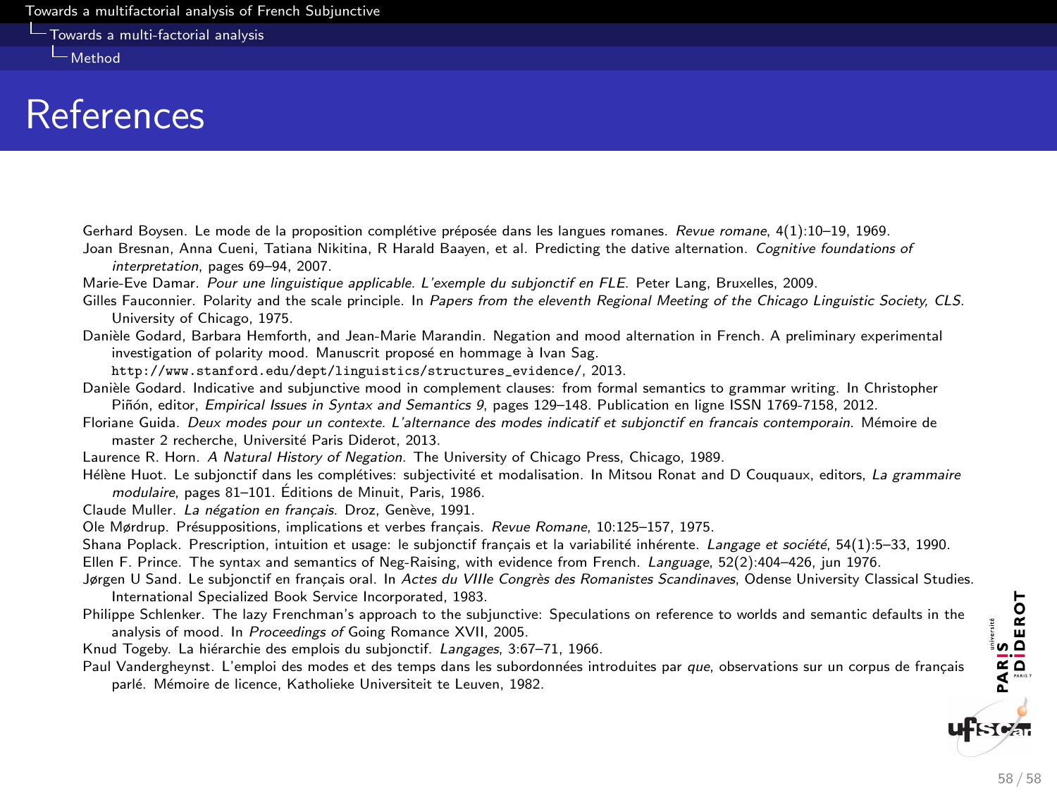# References

Gerhard Boysen. Le mode de la proposition complétive préposée dans les langues romanes. *Revue romane*, 4(1):10–19, 1969.

Joan Bresnan, Anna Cueni, Tatiana Nikitina, R Harald Baayen, et al. Predicting the dative alternation. *Cognitive foundations of interpretation*, pages 69–94, 2007.

Marie-Eve Damar. *Pour une linguistique applicable. L'exemple du subjonctif en FLE*. Peter Lang, Bruxelles, 2009.

Gilles Fauconnier. Polarity and the scale principle. In *Papers from the eleventh Regional Meeting of the Chicago Linguistic Society, CLS*. University of Chicago, 1975.

Danièle Godard, Barbara Hemforth, and Jean-Marie Marandin. Negation and mood alternation in French. A preliminary experimental investigation of polarity mood. Manuscrit proposé en hommage à Ivan Sag. http://www.stanford.edu/dept/linguistics/structures_evidence/, 2013.

Danièle Godard. Indicative and subjunctive mood in complement clauses: from formal semantics to grammar writing. In Christopher Piñón, editor, *Empirical Issues in Syntax and Semantics 9*, pages 129–148. Publication en ligne ISSN 1769-7158, 2012.

Floriane Guida. *Deux modes pour un contexte. L'alternance des modes indicatif et subjonctif en francais contemporain*. Mémoire de master 2 recherche, Université Paris Diderot, 2013.

Laurence R. Horn. *A Natural History of Negation*. The University of Chicago Press, Chicago, 1989.

Hélène Huot. Le subjonctif dans les complétives: subjectivité et modalisation. In Mitsou Ronat and D Couquaux, editors, *La grammaire modulaire*, pages 81–101. Éditions de Minuit, Paris, 1986.

Claude Muller. *La négation en français*. Droz, Genève, 1991.

Ole Mørdrup. Présuppositions, implications et verbes français. *Revue Romane*, 10:125–157, 1975.

Shana Poplack. Prescription, intuition et usage: le subjonctif français et la variabilité inhérente. *Langage et société*, 54(1):5–33, 1990.

Ellen F. Prince. The syntax and semantics of Neg-Raising, with evidence from French. *Language*, 52(2):404–426, jun 1976.

Jørgen U Sand. Le subjonctif en français oral. In *Actes du VIIIe Congrès des Romanistes Scandinaves*, Odense University Classical Studies. International Specialized Book Service Incorporated, 1983.

Philippe Schlenker. The lazy Frenchman's approach to the subjunctive: Speculations on reference to worlds and semantic defaults in the analysis of mood. In *Proceedings of* Going Romance XVII, 2005.

Knud Togeby. La hiérarchie des emplois du subjonctif. *Langages*, 3:67–71, 1966.

Paul Vandergheynst. L'emploi des modes et des temps dans les subordonnées introduites par *que*, observations sur un corpus de français parlé. Mémoire de licence, Katholieke Universiteit te Leuven, 1982.